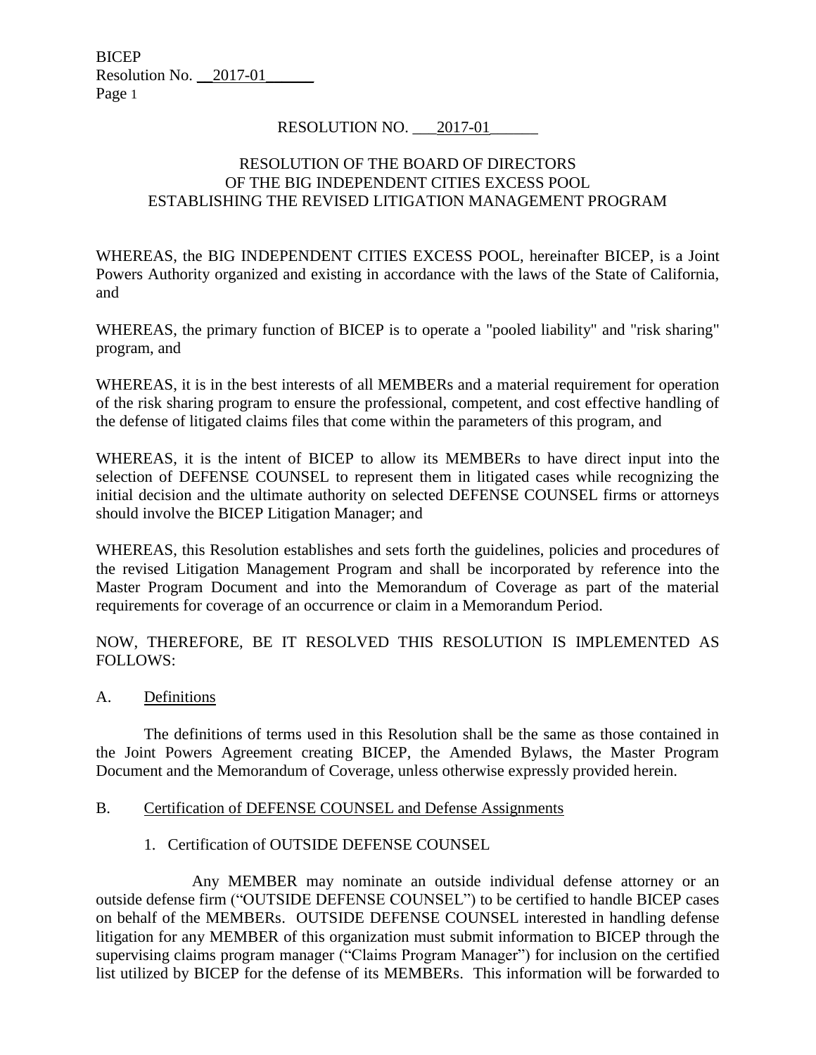RESOLUTION NO. 2017-01

RESOLUTION OF THE BOARD OF DIRECTORS
OF THE BIG INDEPENDENT CITIES EXCESS POOL
ESTABLISHING THE REVISED LITIGATION MANAGEMENT PROGRAM

WHEREAS, the BIG INDEPENDENT CITIES EXCESS POOL, hereinafter BICEP, is a Joint Powers Authority organized and existing in accordance with the laws of the State of California, and

WHEREAS, the primary function of BICEP is to operate a "pooled liability" and "risk sharing" program, and

WHEREAS, it is in the best interests of all MEMBERs and a material requirement for operation of the risk sharing program to ensure the professional, competent, and cost effective handling of the defense of litigated claims files that come within the parameters of this program, and

WHEREAS, it is the intent of BICEP to allow its MEMBERs to have direct input into the selection of DEFENSE COUNSEL to represent them in litigated cases while recognizing the initial decision and the ultimate authority on selected DEFENSE COUNSEL firms or attorneys should involve the BICEP Litigation Manager; and

WHEREAS, this Resolution establishes and sets forth the guidelines, policies and procedures of the revised Litigation Management Program and shall be incorporated by reference into the Master Program Document and into the Memorandum of Coverage as part of the material requirements for coverage of an occurrence or claim in a Memorandum Period.

NOW, THEREFORE, BE IT RESOLVED THIS RESOLUTION IS IMPLEMENTED AS FOLLOWS:

## A. Definitions

The definitions of terms used in this Resolution shall be the same as those contained in the Joint Powers Agreement creating BICEP, the Amended Bylaws, the Master Program Document and the Memorandum of Coverage, unless otherwise expressly provided herein.

## B. Certification of DEFENSE COUNSEL and Defense Assignments

### 1. Certification of OUTSIDE DEFENSE COUNSEL

Any MEMBER may nominate an outside individual defense attorney or an outside defense firm ("OUTSIDE DEFENSE COUNSEL") to be certified to handle BICEP cases on behalf of the MEMBERs. OUTSIDE DEFENSE COUNSEL interested in handling defense litigation for any MEMBER of this organization must submit information to BICEP through the supervising claims program manager ("Claims Program Manager") for inclusion on the certified list utilized by BICEP for the defense of its MEMBERs. This information will be forwarded to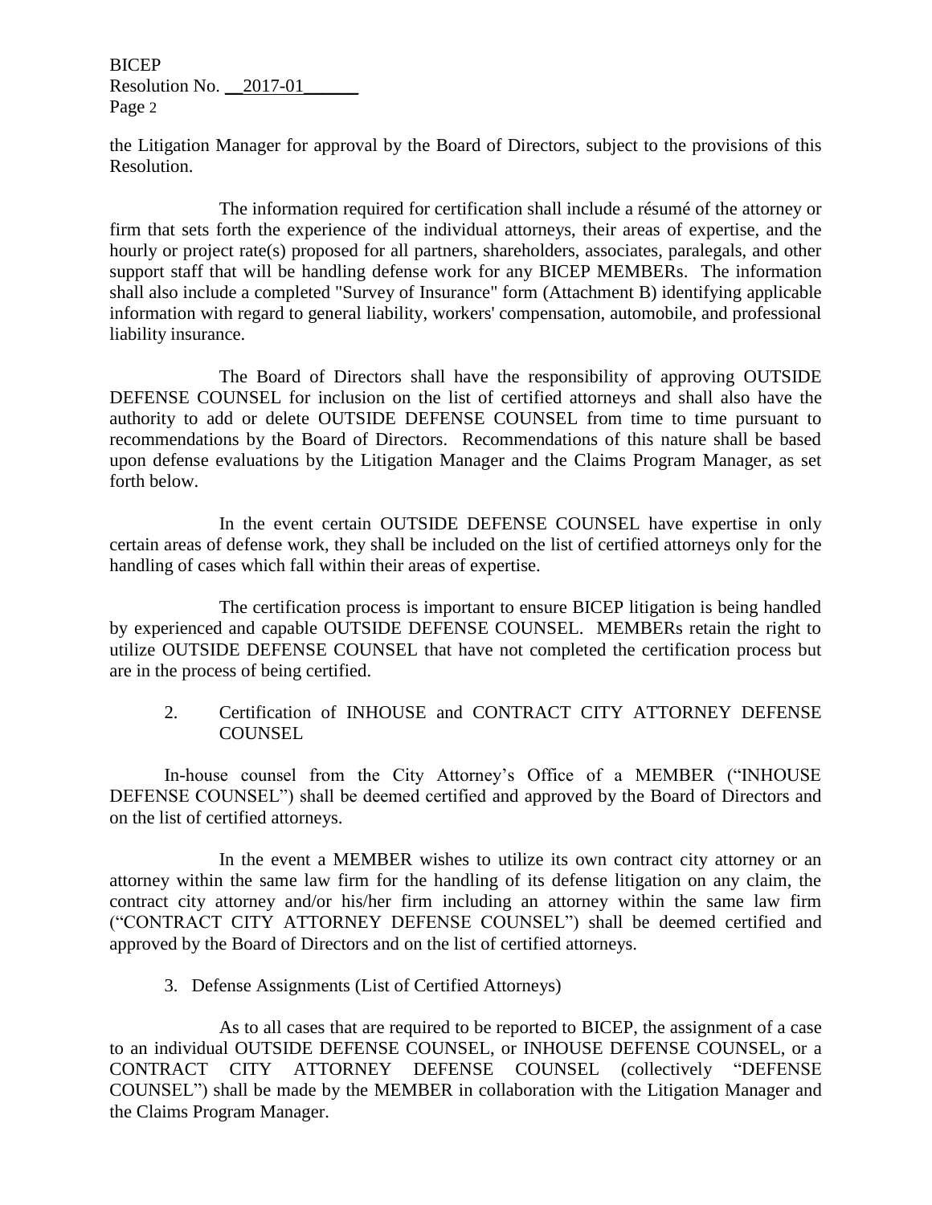the Litigation Manager for approval by the Board of Directors, subject to the provisions of this Resolution.

The information required for certification shall include a résumé of the attorney or firm that sets forth the experience of the individual attorneys, their areas of expertise, and the hourly or project rate(s) proposed for all partners, shareholders, associates, paralegals, and other support staff that will be handling defense work for any BICEP MEMBERs. The information shall also include a completed "Survey of Insurance" form (Attachment B) identifying applicable information with regard to general liability, workers' compensation, automobile, and professional liability insurance.

The Board of Directors shall have the responsibility of approving OUTSIDE DEFENSE COUNSEL for inclusion on the list of certified attorneys and shall also have the authority to add or delete OUTSIDE DEFENSE COUNSEL from time to time pursuant to recommendations by the Board of Directors. Recommendations of this nature shall be based upon defense evaluations by the Litigation Manager and the Claims Program Manager, as set forth below.

In the event certain OUTSIDE DEFENSE COUNSEL have expertise in only certain areas of defense work, they shall be included on the list of certified attorneys only for the handling of cases which fall within their areas of expertise.

The certification process is important to ensure BICEP litigation is being handled by experienced and capable OUTSIDE DEFENSE COUNSEL. MEMBERs retain the right to utilize OUTSIDE DEFENSE COUNSEL that have not completed the certification process but are in the process of being certified.

2. Certification of INHOUSE and CONTRACT CITY ATTORNEY DEFENSE COUNSEL

In-house counsel from the City Attorney's Office of a MEMBER ("INHOUSE DEFENSE COUNSEL") shall be deemed certified and approved by the Board of Directors and on the list of certified attorneys.

In the event a MEMBER wishes to utilize its own contract city attorney or an attorney within the same law firm for the handling of its defense litigation on any claim, the contract city attorney and/or his/her firm including an attorney within the same law firm ("CONTRACT CITY ATTORNEY DEFENSE COUNSEL") shall be deemed certified and approved by the Board of Directors and on the list of certified attorneys.

3. Defense Assignments (List of Certified Attorneys)

As to all cases that are required to be reported to BICEP, the assignment of a case to an individual OUTSIDE DEFENSE COUNSEL, or INHOUSE DEFENSE COUNSEL, or a CONTRACT CITY ATTORNEY DEFENSE COUNSEL (collectively "DEFENSE COUNSEL") shall be made by the MEMBER in collaboration with the Litigation Manager and the Claims Program Manager.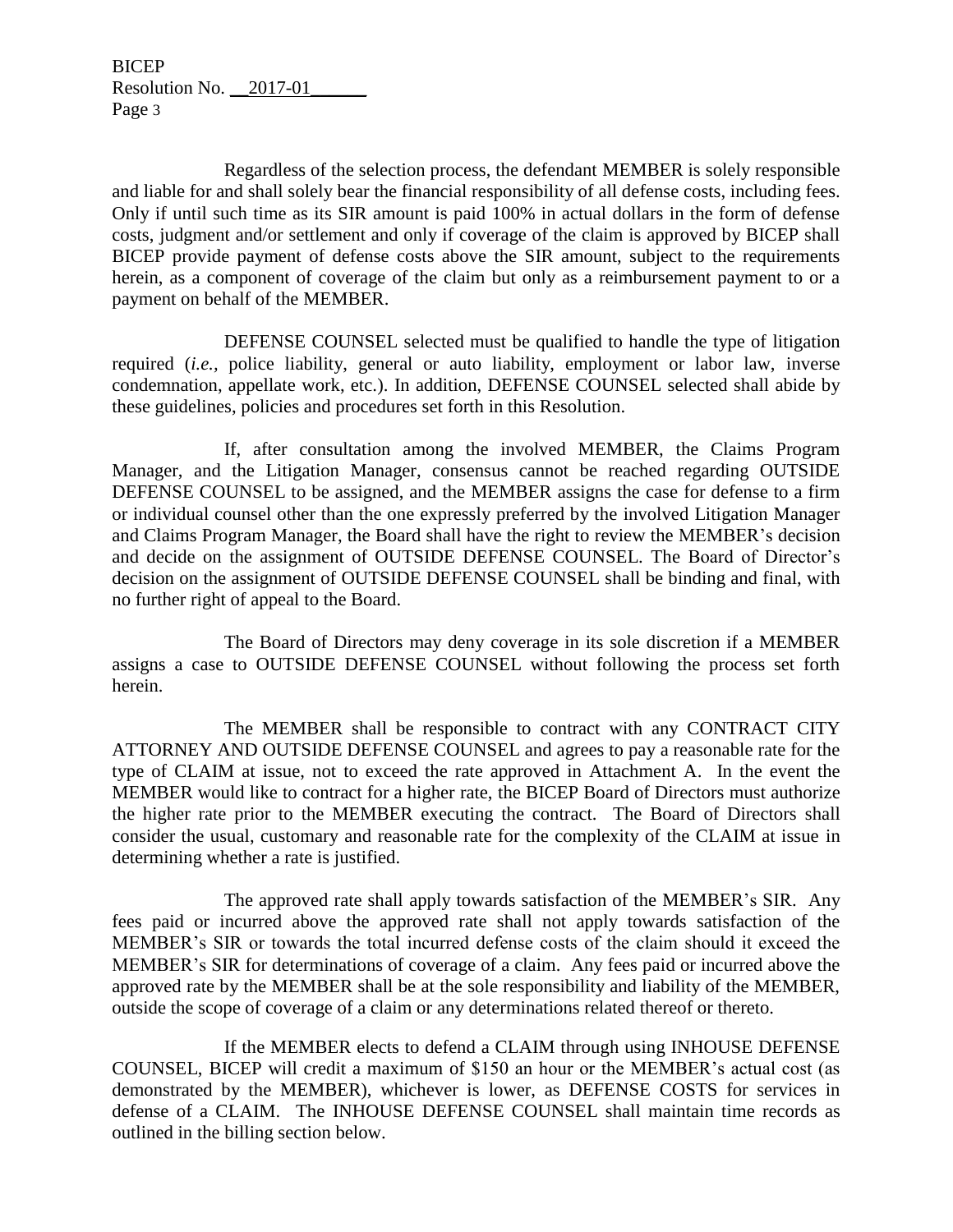Regardless of the selection process, the defendant MEMBER is solely responsible and liable for and shall solely bear the financial responsibility of all defense costs, including fees. Only if until such time as its SIR amount is paid 100% in actual dollars in the form of defense costs, judgment and/or settlement and only if coverage of the claim is approved by BICEP shall BICEP provide payment of defense costs above the SIR amount, subject to the requirements herein, as a component of coverage of the claim but only as a reimbursement payment to or a payment on behalf of the MEMBER.

DEFENSE COUNSEL selected must be qualified to handle the type of litigation required (*i.e.,* police liability, general or auto liability, employment or labor law, inverse condemnation, appellate work, etc.). In addition, DEFENSE COUNSEL selected shall abide by these guidelines, policies and procedures set forth in this Resolution.

If, after consultation among the involved MEMBER, the Claims Program Manager, and the Litigation Manager, consensus cannot be reached regarding OUTSIDE DEFENSE COUNSEL to be assigned, and the MEMBER assigns the case for defense to a firm or individual counsel other than the one expressly preferred by the involved Litigation Manager and Claims Program Manager, the Board shall have the right to review the MEMBER's decision and decide on the assignment of OUTSIDE DEFENSE COUNSEL. The Board of Director's decision on the assignment of OUTSIDE DEFENSE COUNSEL shall be binding and final, with no further right of appeal to the Board.

The Board of Directors may deny coverage in its sole discretion if a MEMBER assigns a case to OUTSIDE DEFENSE COUNSEL without following the process set forth herein.

The MEMBER shall be responsible to contract with any CONTRACT CITY ATTORNEY AND OUTSIDE DEFENSE COUNSEL and agrees to pay a reasonable rate for the type of CLAIM at issue, not to exceed the rate approved in Attachment A. In the event the MEMBER would like to contract for a higher rate, the BICEP Board of Directors must authorize the higher rate prior to the MEMBER executing the contract. The Board of Directors shall consider the usual, customary and reasonable rate for the complexity of the CLAIM at issue in determining whether a rate is justified.

The approved rate shall apply towards satisfaction of the MEMBER's SIR. Any fees paid or incurred above the approved rate shall not apply towards satisfaction of the MEMBER's SIR or towards the total incurred defense costs of the claim should it exceed the MEMBER's SIR for determinations of coverage of a claim. Any fees paid or incurred above the approved rate by the MEMBER shall be at the sole responsibility and liability of the MEMBER, outside the scope of coverage of a claim or any determinations related thereof or thereto.

If the MEMBER elects to defend a CLAIM through using INHOUSE DEFENSE COUNSEL, BICEP will credit a maximum of $150 an hour or the MEMBER's actual cost (as demonstrated by the MEMBER), whichever is lower, as DEFENSE COSTS for services in defense of a CLAIM. The INHOUSE DEFENSE COUNSEL shall maintain time records as outlined in the billing section below.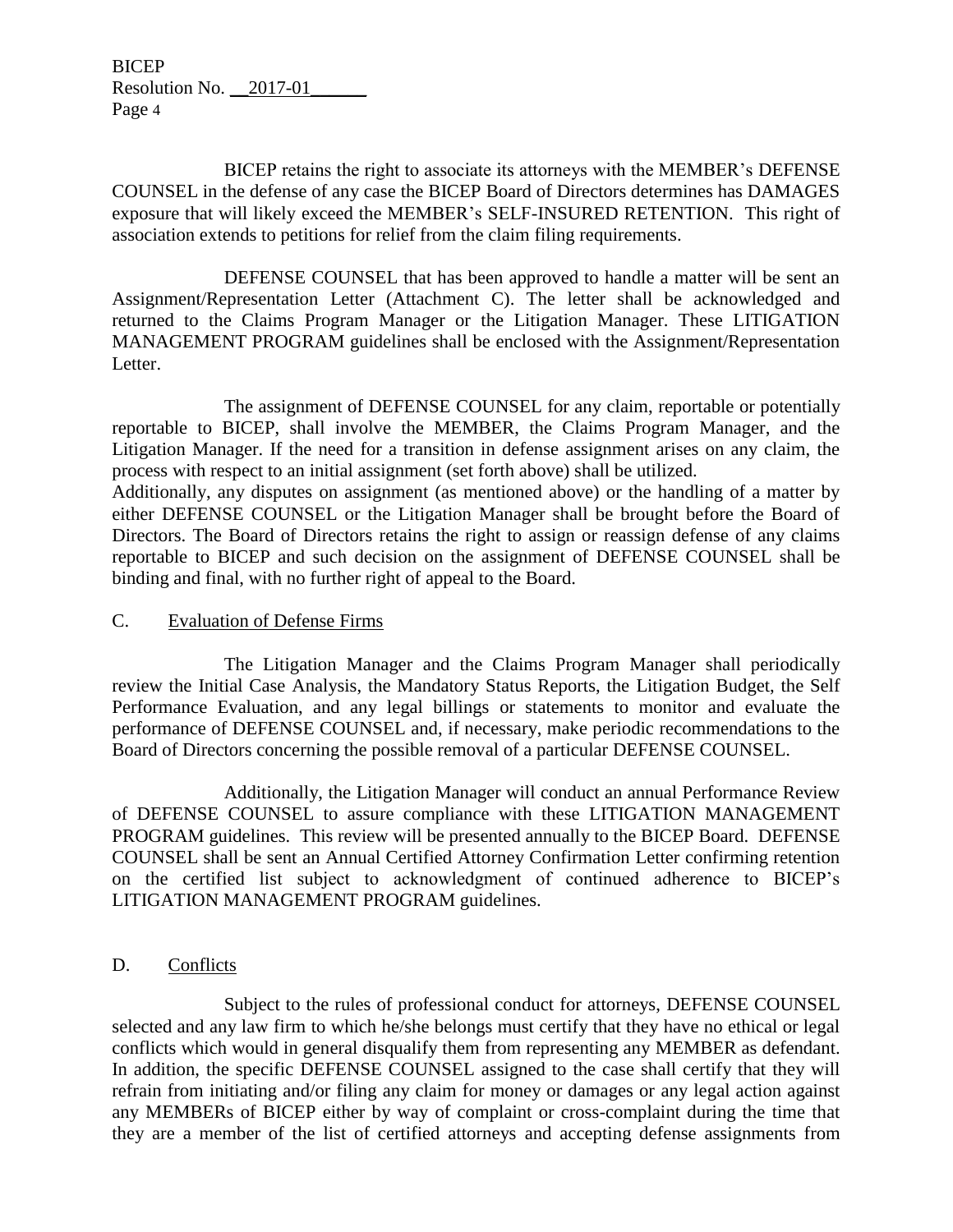BICEP retains the right to associate its attorneys with the MEMBER's DEFENSE COUNSEL in the defense of any case the BICEP Board of Directors determines has DAMAGES exposure that will likely exceed the MEMBER's SELF-INSURED RETENTION. This right of association extends to petitions for relief from the claim filing requirements.

DEFENSE COUNSEL that has been approved to handle a matter will be sent an Assignment/Representation Letter (Attachment C). The letter shall be acknowledged and returned to the Claims Program Manager or the Litigation Manager. These LITIGATION MANAGEMENT PROGRAM guidelines shall be enclosed with the Assignment/Representation Letter.

The assignment of DEFENSE COUNSEL for any claim, reportable or potentially reportable to BICEP, shall involve the MEMBER, the Claims Program Manager, and the Litigation Manager. If the need for a transition in defense assignment arises on any claim, the process with respect to an initial assignment (set forth above) shall be utilized.
Additionally, any disputes on assignment (as mentioned above) or the handling of a matter by either DEFENSE COUNSEL or the Litigation Manager shall be brought before the Board of Directors. The Board of Directors retains the right to assign or reassign defense of any claims reportable to BICEP and such decision on the assignment of DEFENSE COUNSEL shall be binding and final, with no further right of appeal to the Board.

## C. Evaluation of Defense Firms

The Litigation Manager and the Claims Program Manager shall periodically review the Initial Case Analysis, the Mandatory Status Reports, the Litigation Budget, the Self Performance Evaluation, and any legal billings or statements to monitor and evaluate the performance of DEFENSE COUNSEL and, if necessary, make periodic recommendations to the Board of Directors concerning the possible removal of a particular DEFENSE COUNSEL.

Additionally, the Litigation Manager will conduct an annual Performance Review of DEFENSE COUNSEL to assure compliance with these LITIGATION MANAGEMENT PROGRAM guidelines. This review will be presented annually to the BICEP Board. DEFENSE COUNSEL shall be sent an Annual Certified Attorney Confirmation Letter confirming retention on the certified list subject to acknowledgment of continued adherence to BICEP's LITIGATION MANAGEMENT PROGRAM guidelines.

## D. Conflicts

Subject to the rules of professional conduct for attorneys, DEFENSE COUNSEL selected and any law firm to which he/she belongs must certify that they have no ethical or legal conflicts which would in general disqualify them from representing any MEMBER as defendant. In addition, the specific DEFENSE COUNSEL assigned to the case shall certify that they will refrain from initiating and/or filing any claim for money or damages or any legal action against any MEMBERs of BICEP either by way of complaint or cross-complaint during the time that they are a member of the list of certified attorneys and accepting defense assignments from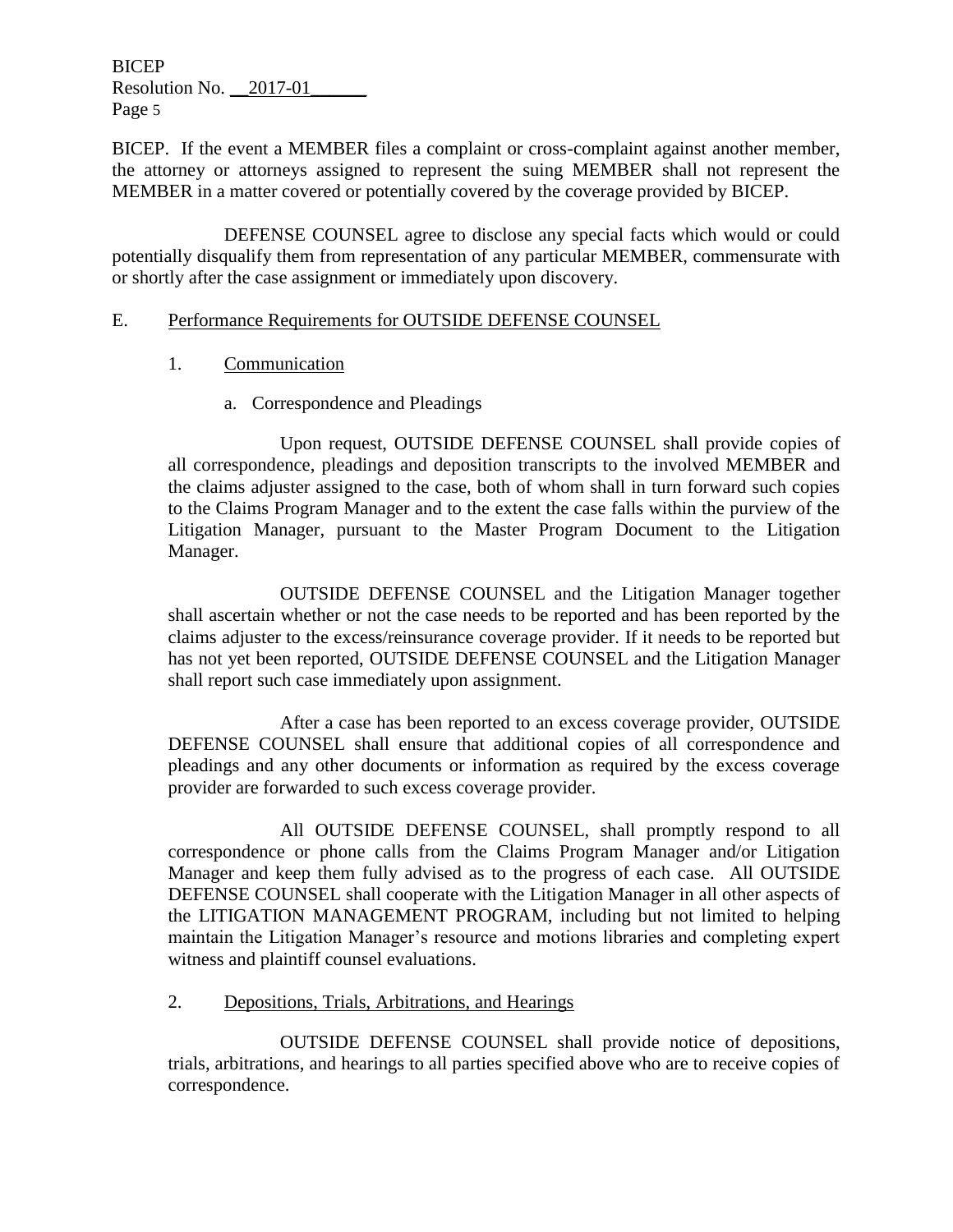BICEP. If the event a MEMBER files a complaint or cross-complaint against another member, the attorney or attorneys assigned to represent the suing MEMBER shall not represent the MEMBER in a matter covered or potentially covered by the coverage provided by BICEP.

DEFENSE COUNSEL agree to disclose any special facts which would or could potentially disqualify them from representation of any particular MEMBER, commensurate with or shortly after the case assignment or immediately upon discovery.

E. Performance Requirements for OUTSIDE DEFENSE COUNSEL

1. Communication

a. Correspondence and Pleadings

Upon request, OUTSIDE DEFENSE COUNSEL shall provide copies of all correspondence, pleadings and deposition transcripts to the involved MEMBER and the claims adjuster assigned to the case, both of whom shall in turn forward such copies to the Claims Program Manager and to the extent the case falls within the purview of the Litigation Manager, pursuant to the Master Program Document to the Litigation Manager.

OUTSIDE DEFENSE COUNSEL and the Litigation Manager together shall ascertain whether or not the case needs to be reported and has been reported by the claims adjuster to the excess/reinsurance coverage provider. If it needs to be reported but has not yet been reported, OUTSIDE DEFENSE COUNSEL and the Litigation Manager shall report such case immediately upon assignment.

After a case has been reported to an excess coverage provider, OUTSIDE DEFENSE COUNSEL shall ensure that additional copies of all correspondence and pleadings and any other documents or information as required by the excess coverage provider are forwarded to such excess coverage provider.

All OUTSIDE DEFENSE COUNSEL, shall promptly respond to all correspondence or phone calls from the Claims Program Manager and/or Litigation Manager and keep them fully advised as to the progress of each case. All OUTSIDE DEFENSE COUNSEL shall cooperate with the Litigation Manager in all other aspects of the LITIGATION MANAGEMENT PROGRAM, including but not limited to helping maintain the Litigation Manager's resource and motions libraries and completing expert witness and plaintiff counsel evaluations.

2. Depositions, Trials, Arbitrations, and Hearings

OUTSIDE DEFENSE COUNSEL shall provide notice of depositions, trials, arbitrations, and hearings to all parties specified above who are to receive copies of correspondence.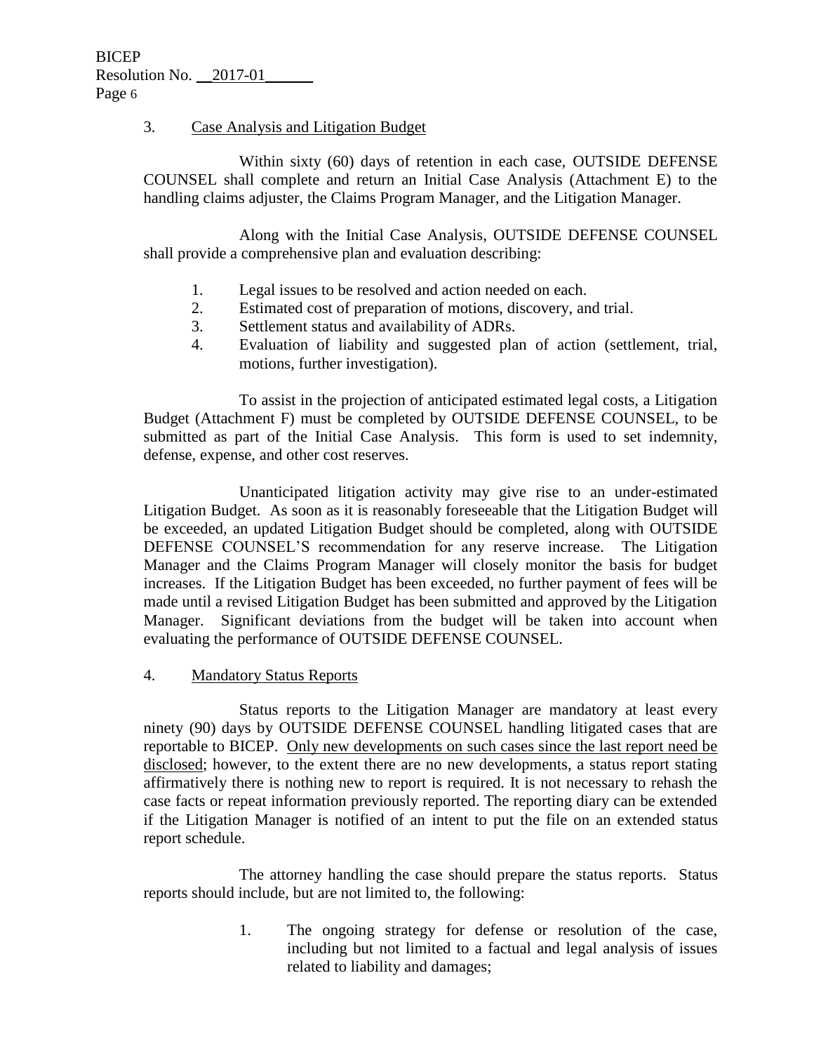3. Case Analysis and Litigation Budget

Within sixty (60) days of retention in each case, OUTSIDE DEFENSE COUNSEL shall complete and return an Initial Case Analysis (Attachment E) to the handling claims adjuster, the Claims Program Manager, and the Litigation Manager.

Along with the Initial Case Analysis, OUTSIDE DEFENSE COUNSEL shall provide a comprehensive plan and evaluation describing:

1. Legal issues to be resolved and action needed on each.
2. Estimated cost of preparation of motions, discovery, and trial.
3. Settlement status and availability of ADRs.
4. Evaluation of liability and suggested plan of action (settlement, trial, motions, further investigation).

To assist in the projection of anticipated estimated legal costs, a Litigation Budget (Attachment F) must be completed by OUTSIDE DEFENSE COUNSEL, to be submitted as part of the Initial Case Analysis. This form is used to set indemnity, defense, expense, and other cost reserves.

Unanticipated litigation activity may give rise to an under-estimated Litigation Budget. As soon as it is reasonably foreseeable that the Litigation Budget will be exceeded, an updated Litigation Budget should be completed, along with OUTSIDE DEFENSE COUNSEL'S recommendation for any reserve increase. The Litigation Manager and the Claims Program Manager will closely monitor the basis for budget increases. If the Litigation Budget has been exceeded, no further payment of fees will be made until a revised Litigation Budget has been submitted and approved by the Litigation Manager. Significant deviations from the budget will be taken into account when evaluating the performance of OUTSIDE DEFENSE COUNSEL.

4. Mandatory Status Reports

Status reports to the Litigation Manager are mandatory at least every ninety (90) days by OUTSIDE DEFENSE COUNSEL handling litigated cases that are reportable to BICEP. Only new developments on such cases since the last report need be disclosed; however, to the extent there are no new developments, a status report stating affirmatively there is nothing new to report is required. It is not necessary to rehash the case facts or repeat information previously reported. The reporting diary can be extended if the Litigation Manager is notified of an intent to put the file on an extended status report schedule.

The attorney handling the case should prepare the status reports. Status reports should include, but are not limited to, the following:

1. The ongoing strategy for defense or resolution of the case, including but not limited to a factual and legal analysis of issues related to liability and damages;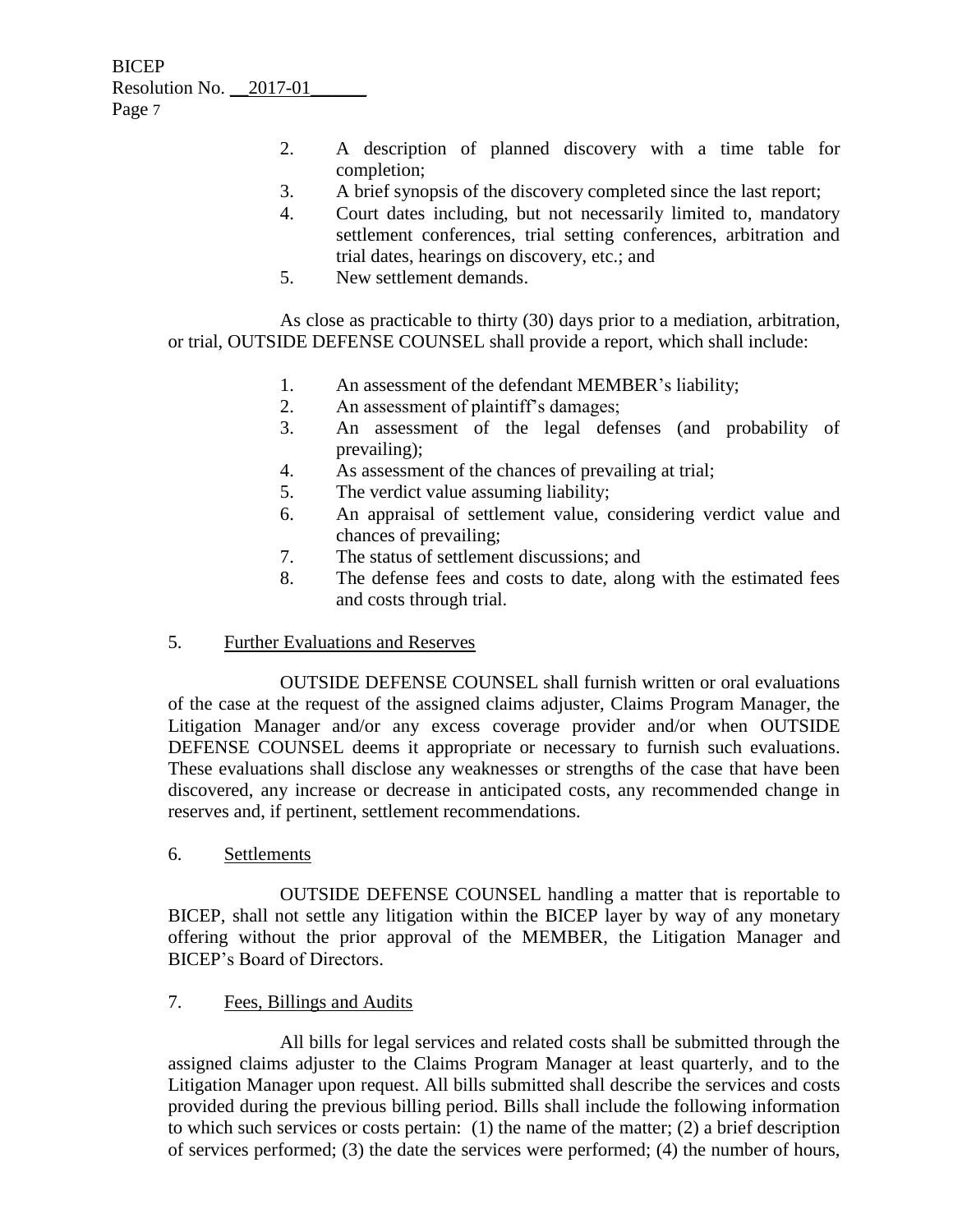2. A description of planned discovery with a time table for completion;
3. A brief synopsis of the discovery completed since the last report;
4. Court dates including, but not necessarily limited to, mandatory settlement conferences, trial setting conferences, arbitration and trial dates, hearings on discovery, etc.; and
5. New settlement demands.

As close as practicable to thirty (30) days prior to a mediation, arbitration, or trial, OUTSIDE DEFENSE COUNSEL shall provide a report, which shall include:

1. An assessment of the defendant MEMBER's liability;
2. An assessment of plaintiff's damages;
3. An assessment of the legal defenses (and probability of prevailing);
4. As assessment of the chances of prevailing at trial;
5. The verdict value assuming liability;
6. An appraisal of settlement value, considering verdict value and chances of prevailing;
7. The status of settlement discussions; and
8. The defense fees and costs to date, along with the estimated fees and costs through trial.

5. Further Evaluations and Reserves

OUTSIDE DEFENSE COUNSEL shall furnish written or oral evaluations of the case at the request of the assigned claims adjuster, Claims Program Manager, the Litigation Manager and/or any excess coverage provider and/or when OUTSIDE DEFENSE COUNSEL deems it appropriate or necessary to furnish such evaluations. These evaluations shall disclose any weaknesses or strengths of the case that have been discovered, any increase or decrease in anticipated costs, any recommended change in reserves and, if pertinent, settlement recommendations.

6. Settlements

OUTSIDE DEFENSE COUNSEL handling a matter that is reportable to BICEP, shall not settle any litigation within the BICEP layer by way of any monetary offering without the prior approval of the MEMBER, the Litigation Manager and BICEP's Board of Directors.

7. Fees, Billings and Audits

All bills for legal services and related costs shall be submitted through the assigned claims adjuster to the Claims Program Manager at least quarterly, and to the Litigation Manager upon request. All bills submitted shall describe the services and costs provided during the previous billing period. Bills shall include the following information to which such services or costs pertain: (1) the name of the matter; (2) a brief description of services performed; (3) the date the services were performed; (4) the number of hours,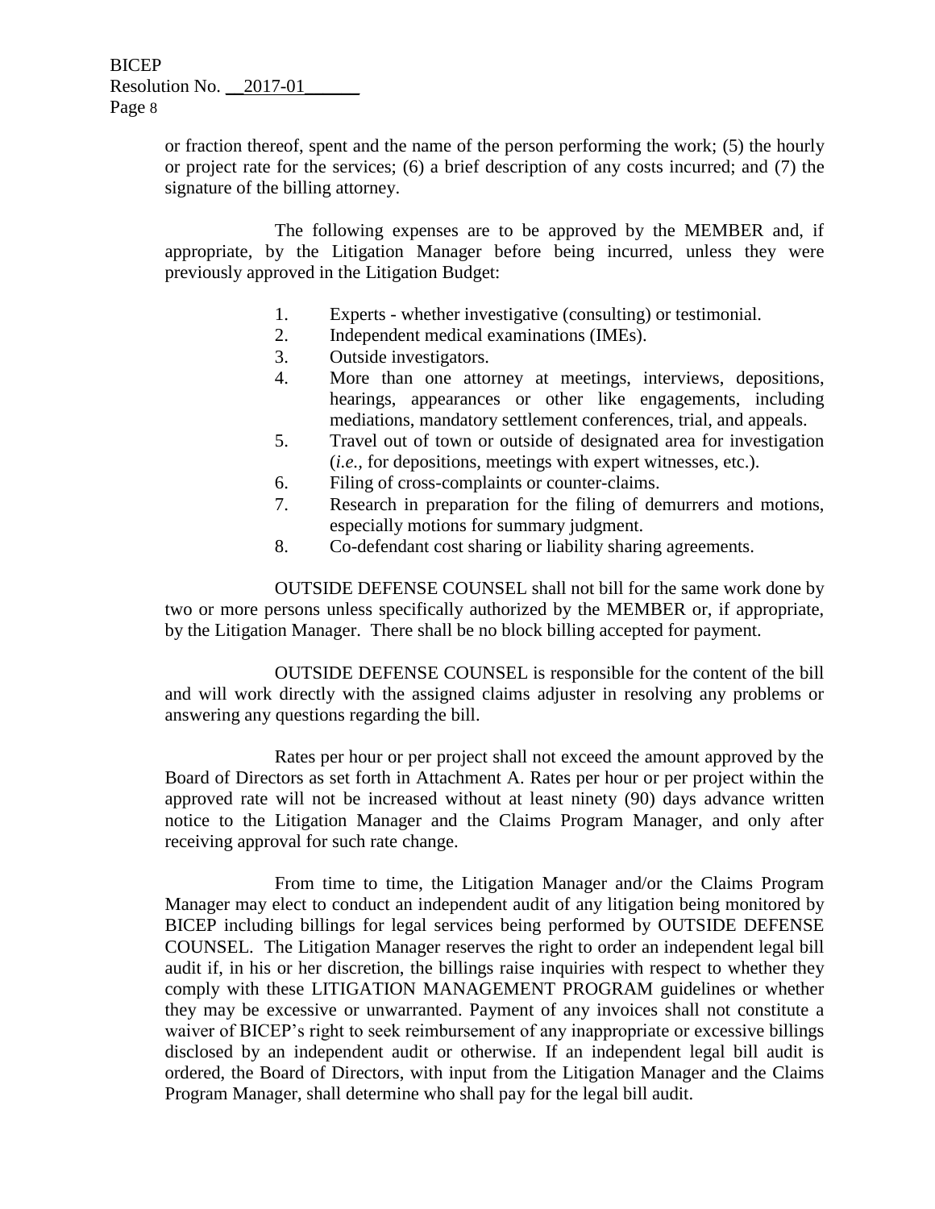or fraction thereof, spent and the name of the person performing the work; (5) the hourly or project rate for the services; (6) a brief description of any costs incurred; and (7) the signature of the billing attorney.

The following expenses are to be approved by the MEMBER and, if appropriate, by the Litigation Manager before being incurred, unless they were previously approved in the Litigation Budget:

1. Experts - whether investigative (consulting) or testimonial.
2. Independent medical examinations (IMEs).
3. Outside investigators.
4. More than one attorney at meetings, interviews, depositions, hearings, appearances or other like engagements, including mediations, mandatory settlement conferences, trial, and appeals.
5. Travel out of town or outside of designated area for investigation (*i.e.,* for depositions, meetings with expert witnesses, etc.).
6. Filing of cross-complaints or counter-claims.
7. Research in preparation for the filing of demurrers and motions, especially motions for summary judgment.
8. Co-defendant cost sharing or liability sharing agreements.

OUTSIDE DEFENSE COUNSEL shall not bill for the same work done by two or more persons unless specifically authorized by the MEMBER or, if appropriate, by the Litigation Manager. There shall be no block billing accepted for payment.

OUTSIDE DEFENSE COUNSEL is responsible for the content of the bill and will work directly with the assigned claims adjuster in resolving any problems or answering any questions regarding the bill.

Rates per hour or per project shall not exceed the amount approved by the Board of Directors as set forth in Attachment A. Rates per hour or per project within the approved rate will not be increased without at least ninety (90) days advance written notice to the Litigation Manager and the Claims Program Manager, and only after receiving approval for such rate change.

From time to time, the Litigation Manager and/or the Claims Program Manager may elect to conduct an independent audit of any litigation being monitored by BICEP including billings for legal services being performed by OUTSIDE DEFENSE COUNSEL. The Litigation Manager reserves the right to order an independent legal bill audit if, in his or her discretion, the billings raise inquiries with respect to whether they comply with these LITIGATION MANAGEMENT PROGRAM guidelines or whether they may be excessive or unwarranted. Payment of any invoices shall not constitute a waiver of BICEP's right to seek reimbursement of any inappropriate or excessive billings disclosed by an independent audit or otherwise. If an independent legal bill audit is ordered, the Board of Directors, with input from the Litigation Manager and the Claims Program Manager, shall determine who shall pay for the legal bill audit.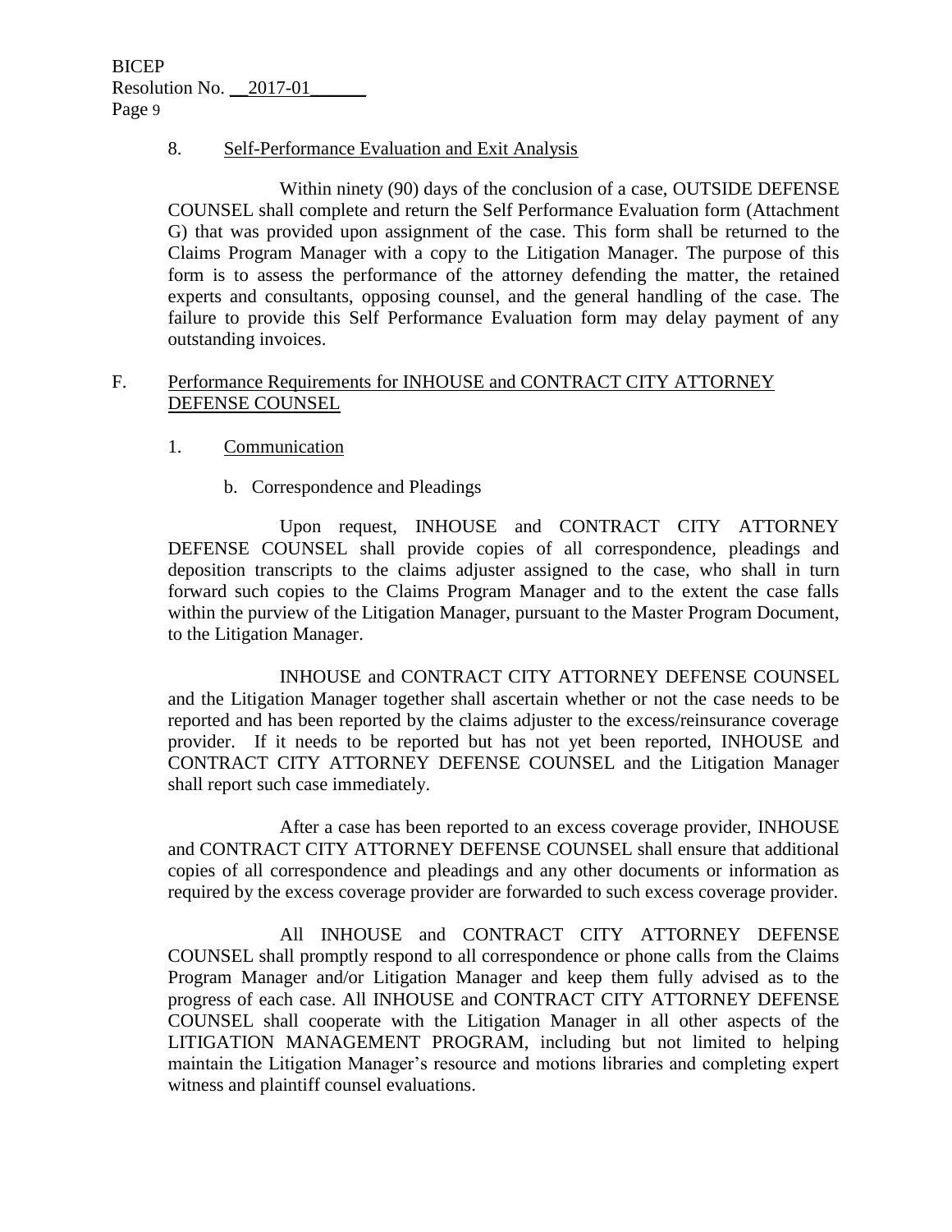8. Self-Performance Evaluation and Exit Analysis

Within ninety (90) days of the conclusion of a case, OUTSIDE DEFENSE COUNSEL shall complete and return the Self Performance Evaluation form (Attachment G) that was provided upon assignment of the case. This form shall be returned to the Claims Program Manager with a copy to the Litigation Manager. The purpose of this form is to assess the performance of the attorney defending the matter, the retained experts and consultants, opposing counsel, and the general handling of the case. The failure to provide this Self Performance Evaluation form may delay payment of any outstanding invoices.

F. Performance Requirements for INHOUSE and CONTRACT CITY ATTORNEY DEFENSE COUNSEL

1. Communication

b. Correspondence and Pleadings

Upon request, INHOUSE and CONTRACT CITY ATTORNEY DEFENSE COUNSEL shall provide copies of all correspondence, pleadings and deposition transcripts to the claims adjuster assigned to the case, who shall in turn forward such copies to the Claims Program Manager and to the extent the case falls within the purview of the Litigation Manager, pursuant to the Master Program Document, to the Litigation Manager.

INHOUSE and CONTRACT CITY ATTORNEY DEFENSE COUNSEL and the Litigation Manager together shall ascertain whether or not the case needs to be reported and has been reported by the claims adjuster to the excess/reinsurance coverage provider. If it needs to be reported but has not yet been reported, INHOUSE and CONTRACT CITY ATTORNEY DEFENSE COUNSEL and the Litigation Manager shall report such case immediately.

After a case has been reported to an excess coverage provider, INHOUSE and CONTRACT CITY ATTORNEY DEFENSE COUNSEL shall ensure that additional copies of all correspondence and pleadings and any other documents or information as required by the excess coverage provider are forwarded to such excess coverage provider.

All INHOUSE and CONTRACT CITY ATTORNEY DEFENSE COUNSEL shall promptly respond to all correspondence or phone calls from the Claims Program Manager and/or Litigation Manager and keep them fully advised as to the progress of each case. All INHOUSE and CONTRACT CITY ATTORNEY DEFENSE COUNSEL shall cooperate with the Litigation Manager in all other aspects of the LITIGATION MANAGEMENT PROGRAM, including but not limited to helping maintain the Litigation Manager's resource and motions libraries and completing expert witness and plaintiff counsel evaluations.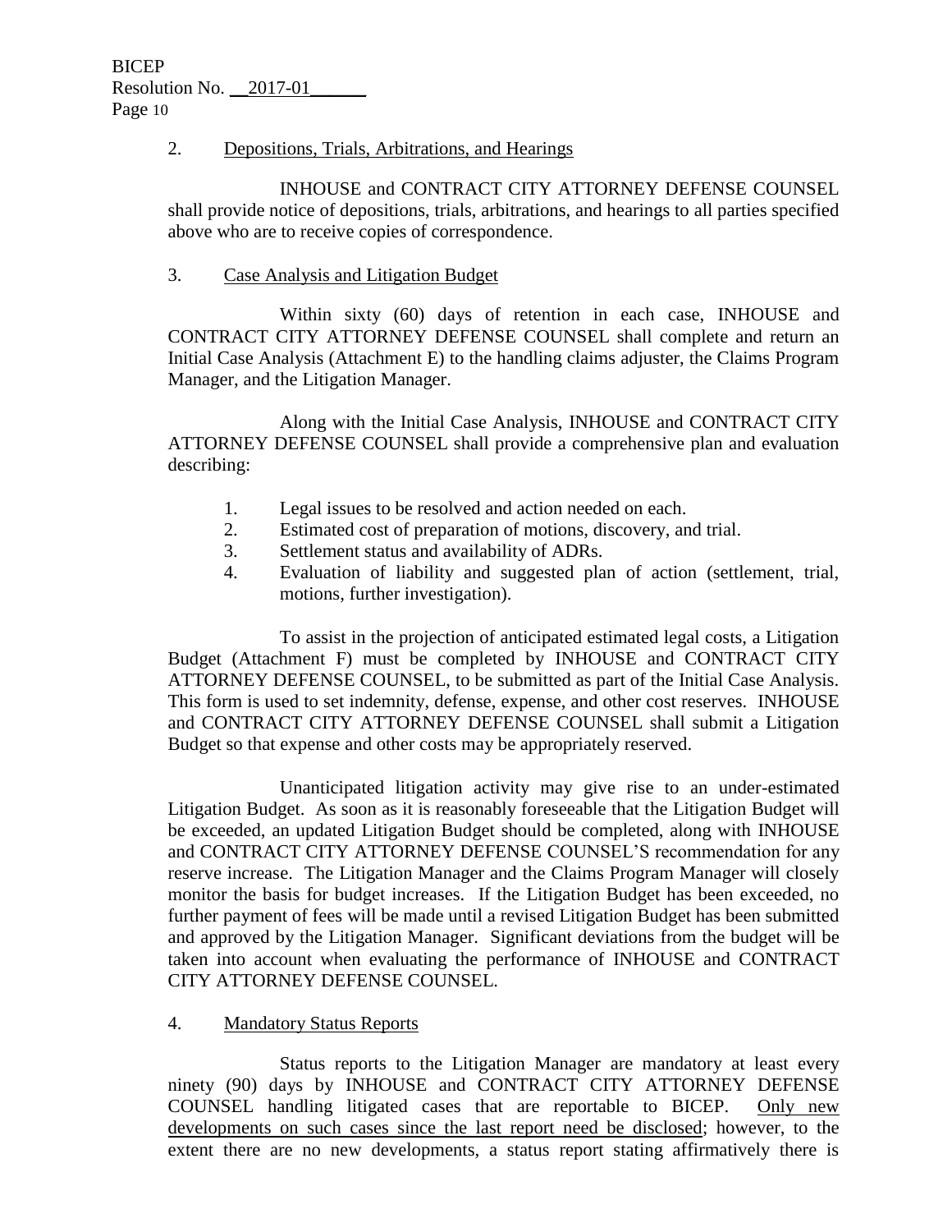2. Depositions, Trials, Arbitrations, and Hearings

INHOUSE and CONTRACT CITY ATTORNEY DEFENSE COUNSEL shall provide notice of depositions, trials, arbitrations, and hearings to all parties specified above who are to receive copies of correspondence.

3. Case Analysis and Litigation Budget

Within sixty (60) days of retention in each case, INHOUSE and CONTRACT CITY ATTORNEY DEFENSE COUNSEL shall complete and return an Initial Case Analysis (Attachment E) to the handling claims adjuster, the Claims Program Manager, and the Litigation Manager.

Along with the Initial Case Analysis, INHOUSE and CONTRACT CITY ATTORNEY DEFENSE COUNSEL shall provide a comprehensive plan and evaluation describing:

1. Legal issues to be resolved and action needed on each.
2. Estimated cost of preparation of motions, discovery, and trial.
3. Settlement status and availability of ADRs.
4. Evaluation of liability and suggested plan of action (settlement, trial, motions, further investigation).

To assist in the projection of anticipated estimated legal costs, a Litigation Budget (Attachment F) must be completed by INHOUSE and CONTRACT CITY ATTORNEY DEFENSE COUNSEL, to be submitted as part of the Initial Case Analysis. This form is used to set indemnity, defense, expense, and other cost reserves. INHOUSE and CONTRACT CITY ATTORNEY DEFENSE COUNSEL shall submit a Litigation Budget so that expense and other costs may be appropriately reserved.

Unanticipated litigation activity may give rise to an under-estimated Litigation Budget. As soon as it is reasonably foreseeable that the Litigation Budget will be exceeded, an updated Litigation Budget should be completed, along with INHOUSE and CONTRACT CITY ATTORNEY DEFENSE COUNSEL'S recommendation for any reserve increase. The Litigation Manager and the Claims Program Manager will closely monitor the basis for budget increases. If the Litigation Budget has been exceeded, no further payment of fees will be made until a revised Litigation Budget has been submitted and approved by the Litigation Manager. Significant deviations from the budget will be taken into account when evaluating the performance of INHOUSE and CONTRACT CITY ATTORNEY DEFENSE COUNSEL.

4. Mandatory Status Reports

Status reports to the Litigation Manager are mandatory at least every ninety (90) days by INHOUSE and CONTRACT CITY ATTORNEY DEFENSE COUNSEL handling litigated cases that are reportable to BICEP. Only new developments on such cases since the last report need be disclosed; however, to the extent there are no new developments, a status report stating affirmatively there is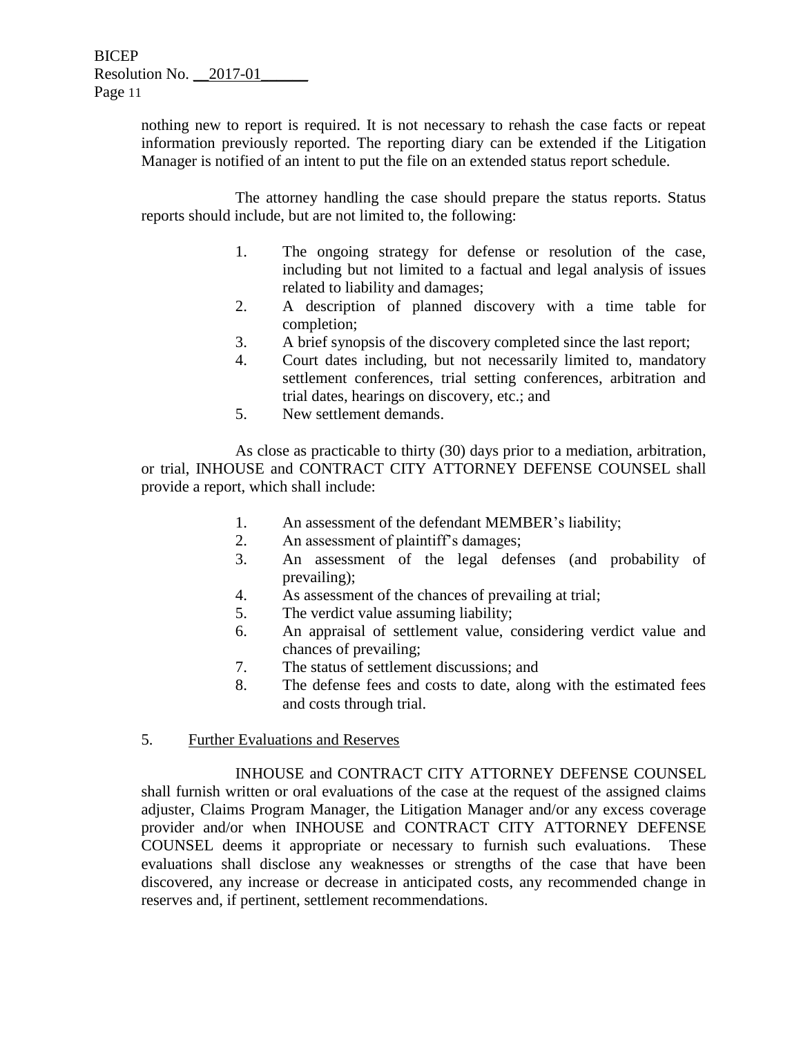nothing new to report is required. It is not necessary to rehash the case facts or repeat information previously reported. The reporting diary can be extended if the Litigation Manager is notified of an intent to put the file on an extended status report schedule.

The attorney handling the case should prepare the status reports. Status reports should include, but are not limited to, the following:

1. The ongoing strategy for defense or resolution of the case, including but not limited to a factual and legal analysis of issues related to liability and damages;
2. A description of planned discovery with a time table for completion;
3. A brief synopsis of the discovery completed since the last report;
4. Court dates including, but not necessarily limited to, mandatory settlement conferences, trial setting conferences, arbitration and trial dates, hearings on discovery, etc.; and
5. New settlement demands.

As close as practicable to thirty (30) days prior to a mediation, arbitration, or trial, INHOUSE and CONTRACT CITY ATTORNEY DEFENSE COUNSEL shall provide a report, which shall include:

1. An assessment of the defendant MEMBER's liability;
2. An assessment of plaintiff's damages;
3. An assessment of the legal defenses (and probability of prevailing);
4. As assessment of the chances of prevailing at trial;
5. The verdict value assuming liability;
6. An appraisal of settlement value, considering verdict value and chances of prevailing;
7. The status of settlement discussions; and
8. The defense fees and costs to date, along with the estimated fees and costs through trial.

5. <u>Further Evaluations and Reserves</u>

INHOUSE and CONTRACT CITY ATTORNEY DEFENSE COUNSEL shall furnish written or oral evaluations of the case at the request of the assigned claims adjuster, Claims Program Manager, the Litigation Manager and/or any excess coverage provider and/or when INHOUSE and CONTRACT CITY ATTORNEY DEFENSE COUNSEL deems it appropriate or necessary to furnish such evaluations. These evaluations shall disclose any weaknesses or strengths of the case that have been discovered, any increase or decrease in anticipated costs, any recommended change in reserves and, if pertinent, settlement recommendations.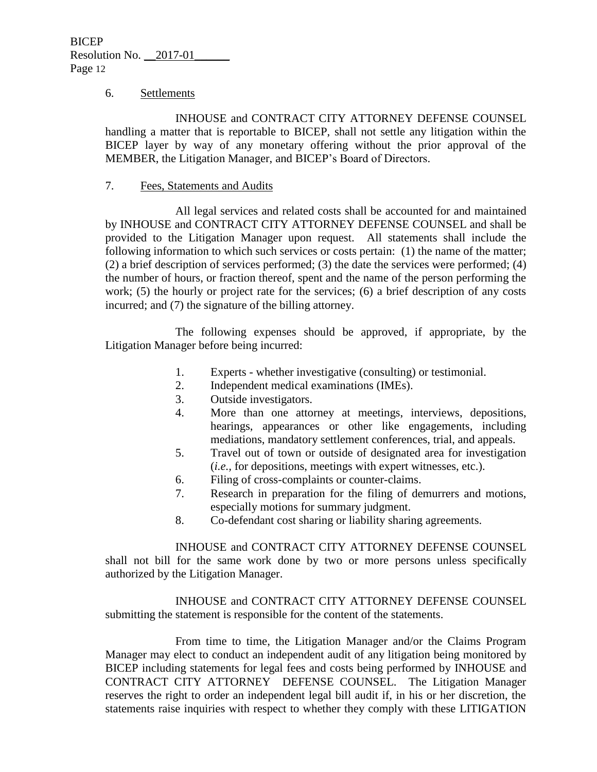6. Settlements

INHOUSE and CONTRACT CITY ATTORNEY DEFENSE COUNSEL handling a matter that is reportable to BICEP, shall not settle any litigation within the BICEP layer by way of any monetary offering without the prior approval of the MEMBER, the Litigation Manager, and BICEP's Board of Directors.

7. Fees, Statements and Audits

All legal services and related costs shall be accounted for and maintained by INHOUSE and CONTRACT CITY ATTORNEY DEFENSE COUNSEL and shall be provided to the Litigation Manager upon request. All statements shall include the following information to which such services or costs pertain: (1) the name of the matter; (2) a brief description of services performed; (3) the date the services were performed; (4) the number of hours, or fraction thereof, spent and the name of the person performing the work; (5) the hourly or project rate for the services; (6) a brief description of any costs incurred; and (7) the signature of the billing attorney.

The following expenses should be approved, if appropriate, by the Litigation Manager before being incurred:

1. Experts - whether investigative (consulting) or testimonial.
2. Independent medical examinations (IMEs).
3. Outside investigators.
4. More than one attorney at meetings, interviews, depositions, hearings, appearances or other like engagements, including mediations, mandatory settlement conferences, trial, and appeals.
5. Travel out of town or outside of designated area for investigation (*i.e.*, for depositions, meetings with expert witnesses, etc.).
6. Filing of cross-complaints or counter-claims.
7. Research in preparation for the filing of demurrers and motions, especially motions for summary judgment.
8. Co-defendant cost sharing or liability sharing agreements.

INHOUSE and CONTRACT CITY ATTORNEY DEFENSE COUNSEL shall not bill for the same work done by two or more persons unless specifically authorized by the Litigation Manager.

INHOUSE and CONTRACT CITY ATTORNEY DEFENSE COUNSEL submitting the statement is responsible for the content of the statements.

From time to time, the Litigation Manager and/or the Claims Program Manager may elect to conduct an independent audit of any litigation being monitored by BICEP including statements for legal fees and costs being performed by INHOUSE and CONTRACT CITY ATTORNEY DEFENSE COUNSEL. The Litigation Manager reserves the right to order an independent legal bill audit if, in his or her discretion, the statements raise inquiries with respect to whether they comply with these LITIGATION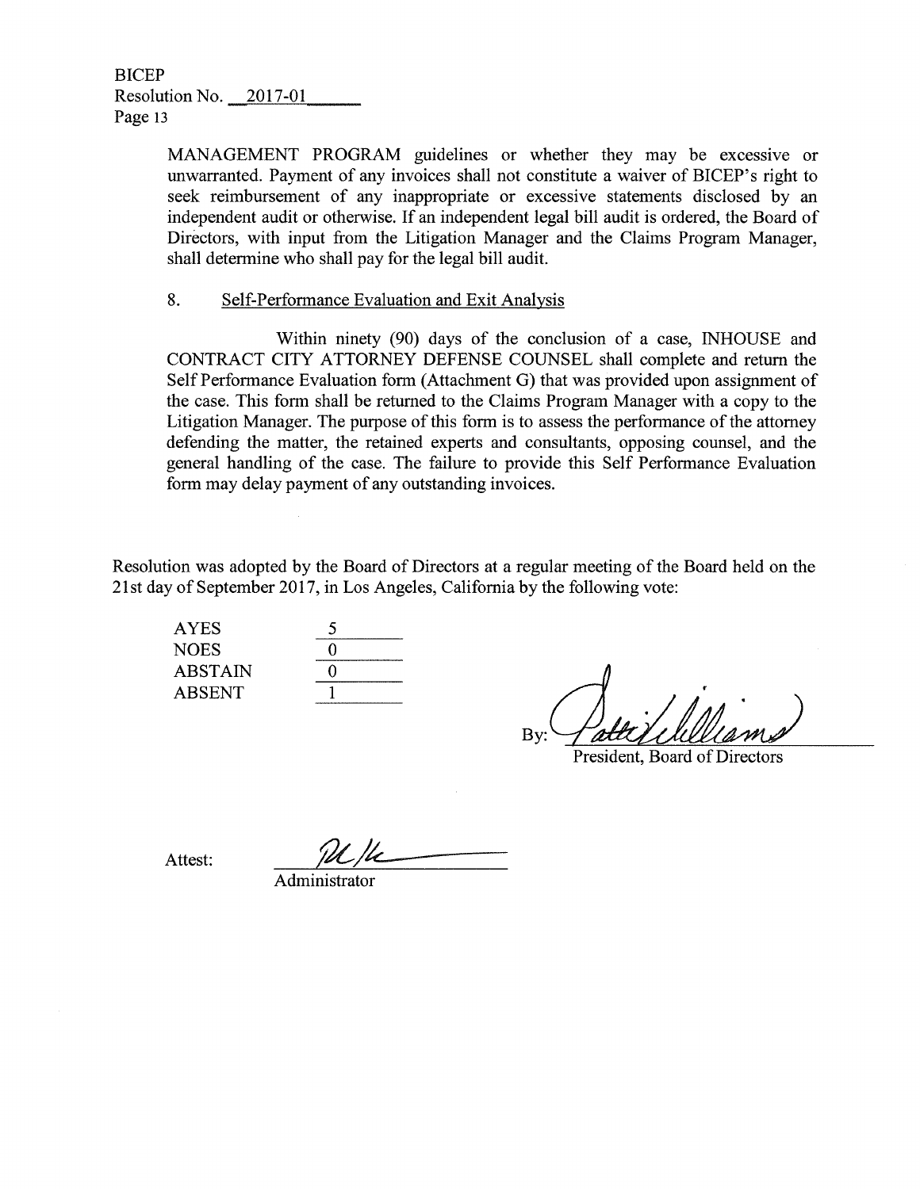MANAGEMENT PROGRAM guidelines or whether they may be excessive or unwarranted. Payment of any invoices shall not constitute a waiver of BICEP's right to seek reimbursement of any inappropriate or excessive statements disclosed by an independent audit or otherwise. If an independent legal bill audit is ordered, the Board of Directors, with input from the Litigation Manager and the Claims Program Manager, shall determine who shall pay for the legal bill audit.

8. Self-Performance Evaluation and Exit Analysis

Within ninety (90) days of the conclusion of a case, INHOUSE and CONTRACT CITY ATTORNEY DEFENSE COUNSEL shall complete and return the Self Performance Evaluation form (Attachment G) that was provided upon assignment of the case. This form shall be returned to the Claims Program Manager with a copy to the Litigation Manager. The purpose of this form is to assess the performance of the attorney defending the matter, the retained experts and consultants, opposing counsel, and the general handling of the case. The failure to provide this Self Performance Evaluation form may delay payment of any outstanding invoices.

Resolution was adopted by the Board of Directors at a regular meeting of the Board held on the 21st day of September 2017, in Los Angeles, California by the following vote:

| | |
|---|---|
| AYES | 5 |
| NOES | 0 |
| ABSTAIN | 0 |
| ABSENT | 1 |

By: Patti Williams
President, Board of Directors

Attest: 
Administrator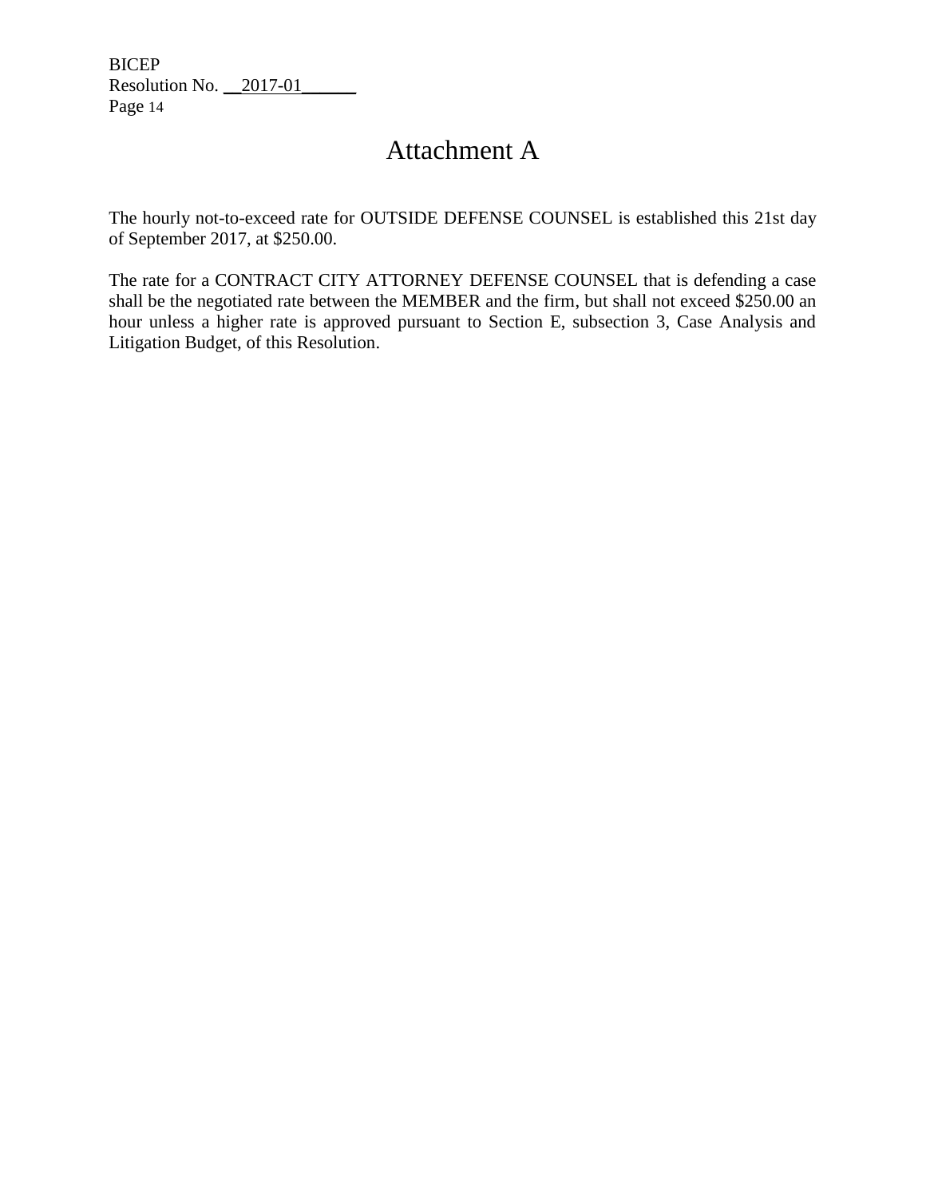# Attachment A

The hourly not-to-exceed rate for OUTSIDE DEFENSE COUNSEL is established this 21st day of September 2017, at $250.00.

The rate for a CONTRACT CITY ATTORNEY DEFENSE COUNSEL that is defending a case shall be the negotiated rate between the MEMBER and the firm, but shall not exceed $250.00 an hour unless a higher rate is approved pursuant to Section E, subsection 3, Case Analysis and Litigation Budget, of this Resolution.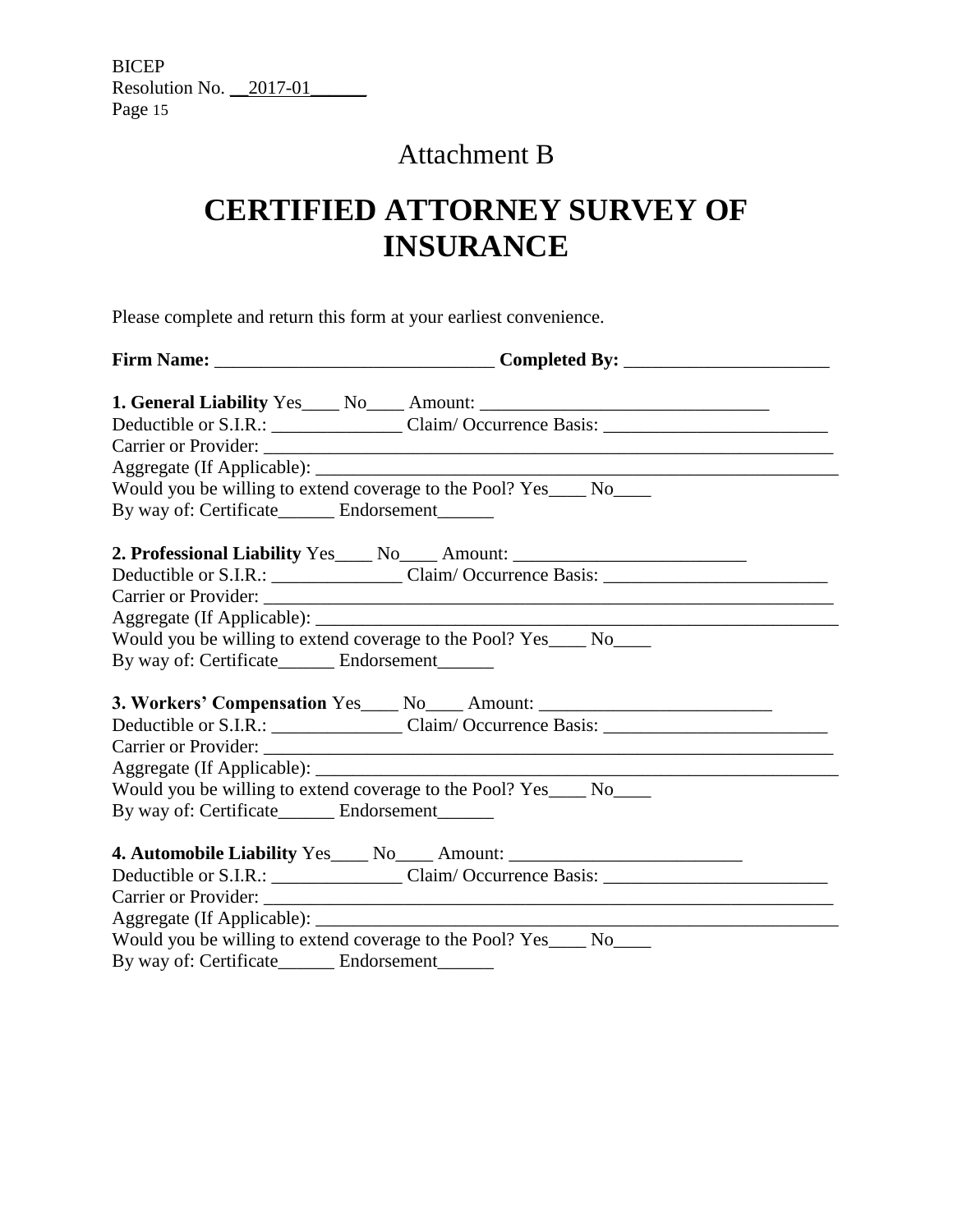# Attachment B

# CERTIFIED ATTORNEY SURVEY OF INSURANCE

Please complete and return this form at your earliest convenience.

**Firm Name:** ______________________________ **Completed By:** ______________________

**1. General Liability** Yes____ No____ Amount: ______________________________
Deductible or S.I.R.: ______________ Claim/ Occurrence Basis: ________________________
Carrier or Provider: ______________________________________________________________
Aggregate (If Applicable): __________________________________________________________
Would you be willing to extend coverage to the Pool? Yes____ No____
By way of: Certificate______ Endorsement______

**2. Professional Liability** Yes____ No____ Amount: ________________________
Deductible or S.I.R.: ______________ Claim/ Occurrence Basis: ________________________
Carrier or Provider: ______________________________________________________________
Aggregate (If Applicable): __________________________________________________________
Would you be willing to extend coverage to the Pool? Yes____ No____
By way of: Certificate______ Endorsement______

**3. Workers' Compensation** Yes____ No____ Amount: ________________________
Deductible or S.I.R.: ______________ Claim/ Occurrence Basis: ________________________
Carrier or Provider: ______________________________________________________________
Aggregate (If Applicable): __________________________________________________________
Would you be willing to extend coverage to the Pool? Yes____ No____
By way of: Certificate______ Endorsement______

**4. Automobile Liability** Yes____ No____ Amount: ________________________
Deductible or S.I.R.: ______________ Claim/ Occurrence Basis: ________________________
Carrier or Provider: ______________________________________________________________
Aggregate (If Applicable): __________________________________________________________
Would you be willing to extend coverage to the Pool? Yes____ No____
By way of: Certificate______ Endorsement______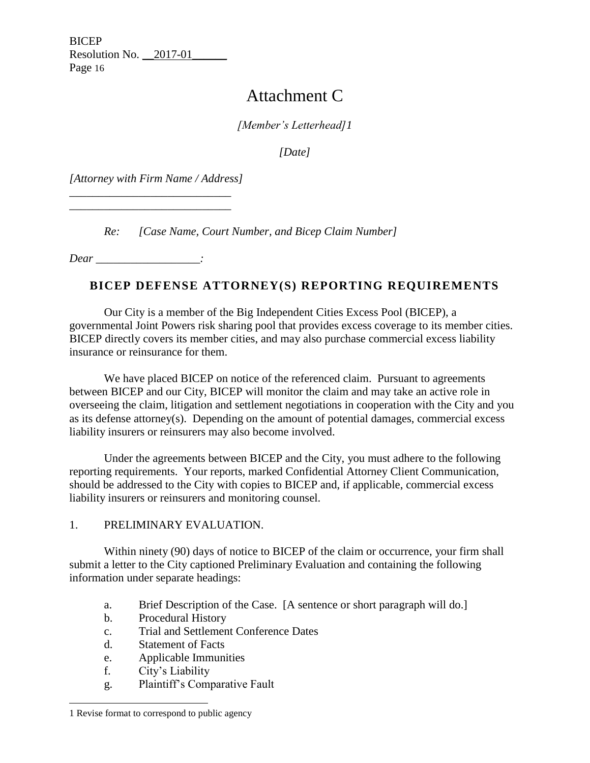# Attachment C

*[Member's Letterhead]*[1]

*[Date]*

*[Attorney with Firm Name / Address]*

\_\_\_\_\_\_\_\_\_\_\_\_\_\_\_\_\_\_\_\_\_\_\_\_\_\_\_\_

\_\_\_\_\_\_\_\_\_\_\_\_\_\_\_\_\_\_\_\_\_\_\_\_\_\_\_\_

*Re: [Case Name, Court Number, and Bicep Claim Number]*

*Dear \_\_\_\_\_\_\_\_\_\_\_\_\_\_\_\_\_\_:*

## BICEP DEFENSE ATTORNEY(S) REPORTING REQUIREMENTS

Our City is a member of the Big Independent Cities Excess Pool (BICEP), a governmental Joint Powers risk sharing pool that provides excess coverage to its member cities. BICEP directly covers its member cities, and may also purchase commercial excess liability insurance or reinsurance for them.

We have placed BICEP on notice of the referenced claim. Pursuant to agreements between BICEP and our City, BICEP will monitor the claim and may take an active role in overseeing the claim, litigation and settlement negotiations in cooperation with the City and you as its defense attorney(s). Depending on the amount of potential damages, commercial excess liability insurers or reinsurers may also become involved.

Under the agreements between BICEP and the City, you must adhere to the following reporting requirements. Your reports, marked Confidential Attorney Client Communication, should be addressed to the City with copies to BICEP and, if applicable, commercial excess liability insurers or reinsurers and monitoring counsel.

1. PRELIMINARY EVALUATION.

Within ninety (90) days of notice to BICEP of the claim or occurrence, your firm shall submit a letter to the City captioned Preliminary Evaluation and containing the following information under separate headings:

a. Brief Description of the Case. [A sentence or short paragraph will do.]
b. Procedural History
c. Trial and Settlement Conference Dates
d. Statement of Facts
e. Applicable Immunities
f. City's Liability
g. Plaintiff's Comparative Fault

[1] Revise format to correspond to public agency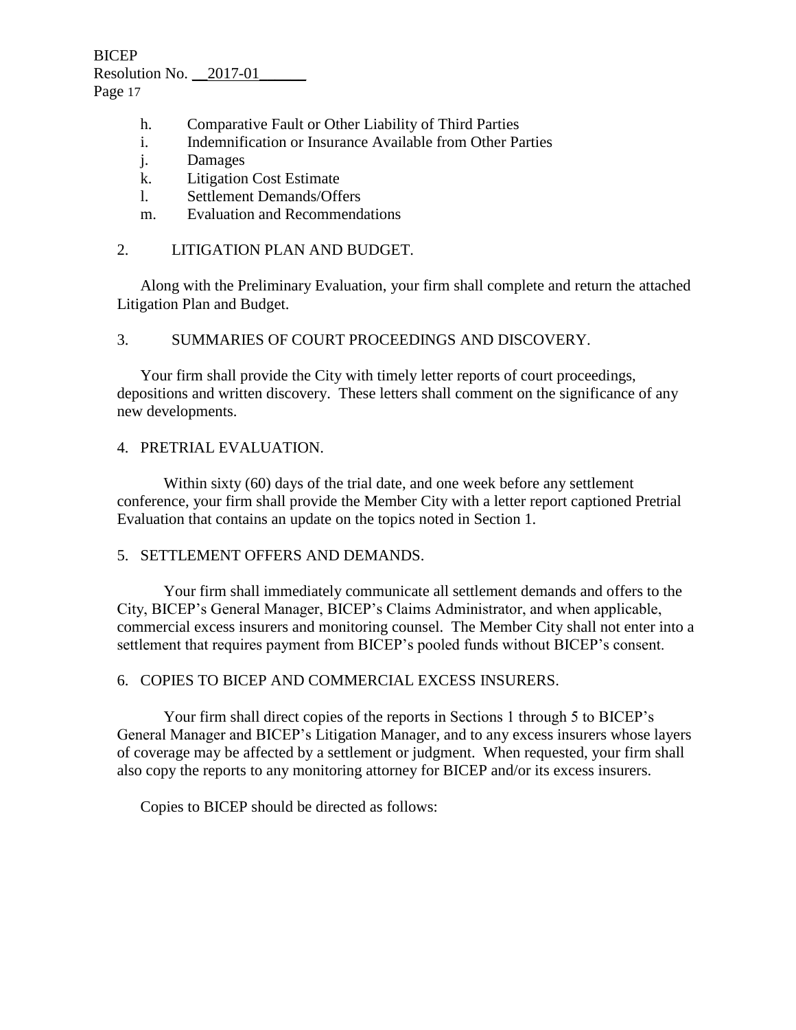h. Comparative Fault or Other Liability of Third Parties
i. Indemnification or Insurance Available from Other Parties
j. Damages
k. Litigation Cost Estimate
l. Settlement Demands/Offers
m. Evaluation and Recommendations

2. LITIGATION PLAN AND BUDGET.

Along with the Preliminary Evaluation, your firm shall complete and return the attached Litigation Plan and Budget.

3. SUMMARIES OF COURT PROCEEDINGS AND DISCOVERY.

Your firm shall provide the City with timely letter reports of court proceedings, depositions and written discovery. These letters shall comment on the significance of any new developments.

4. PRETRIAL EVALUATION.

Within sixty (60) days of the trial date, and one week before any settlement conference, your firm shall provide the Member City with a letter report captioned Pretrial Evaluation that contains an update on the topics noted in Section 1.

5. SETTLEMENT OFFERS AND DEMANDS.

Your firm shall immediately communicate all settlement demands and offers to the City, BICEP's General Manager, BICEP's Claims Administrator, and when applicable, commercial excess insurers and monitoring counsel. The Member City shall not enter into a settlement that requires payment from BICEP's pooled funds without BICEP's consent.

6. COPIES TO BICEP AND COMMERCIAL EXCESS INSURERS.

Your firm shall direct copies of the reports in Sections 1 through 5 to BICEP's General Manager and BICEP's Litigation Manager, and to any excess insurers whose layers of coverage may be affected by a settlement or judgment. When requested, your firm shall also copy the reports to any monitoring attorney for BICEP and/or its excess insurers.

Copies to BICEP should be directed as follows: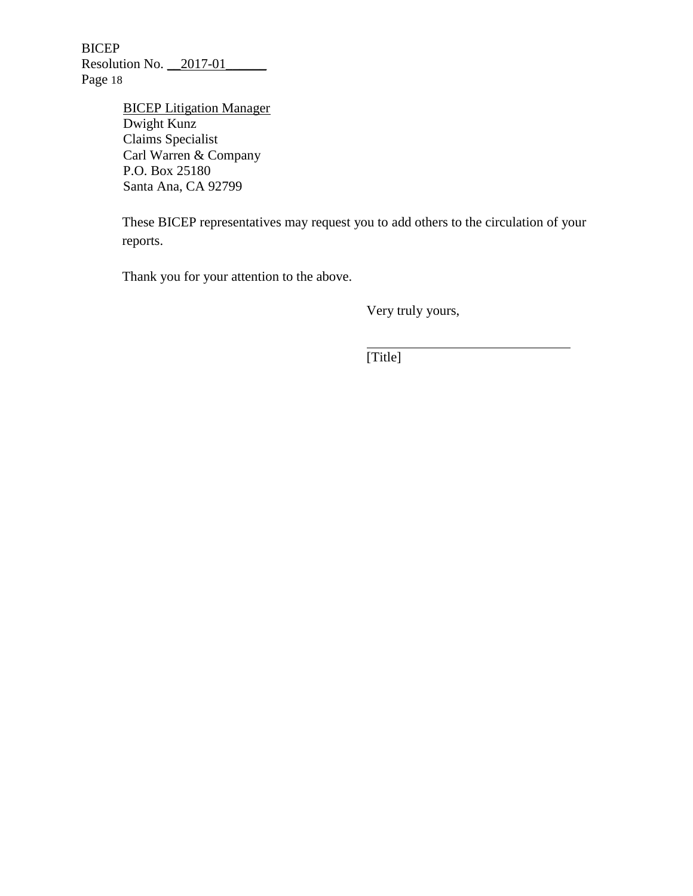BICEP Litigation Manager
Dwight Kunz
Claims Specialist
Carl Warren & Company
P.O. Box 25180
Santa Ana, CA 92799

These BICEP representatives may request you to add others to the circulation of your reports.

Thank you for your attention to the above.

Very truly yours,

\_\_\_\_\_\_\_\_\_\_\_\_\_\_\_\_\_\_\_\_\_\_\_\_\_\_\_\_\_\_
[Title]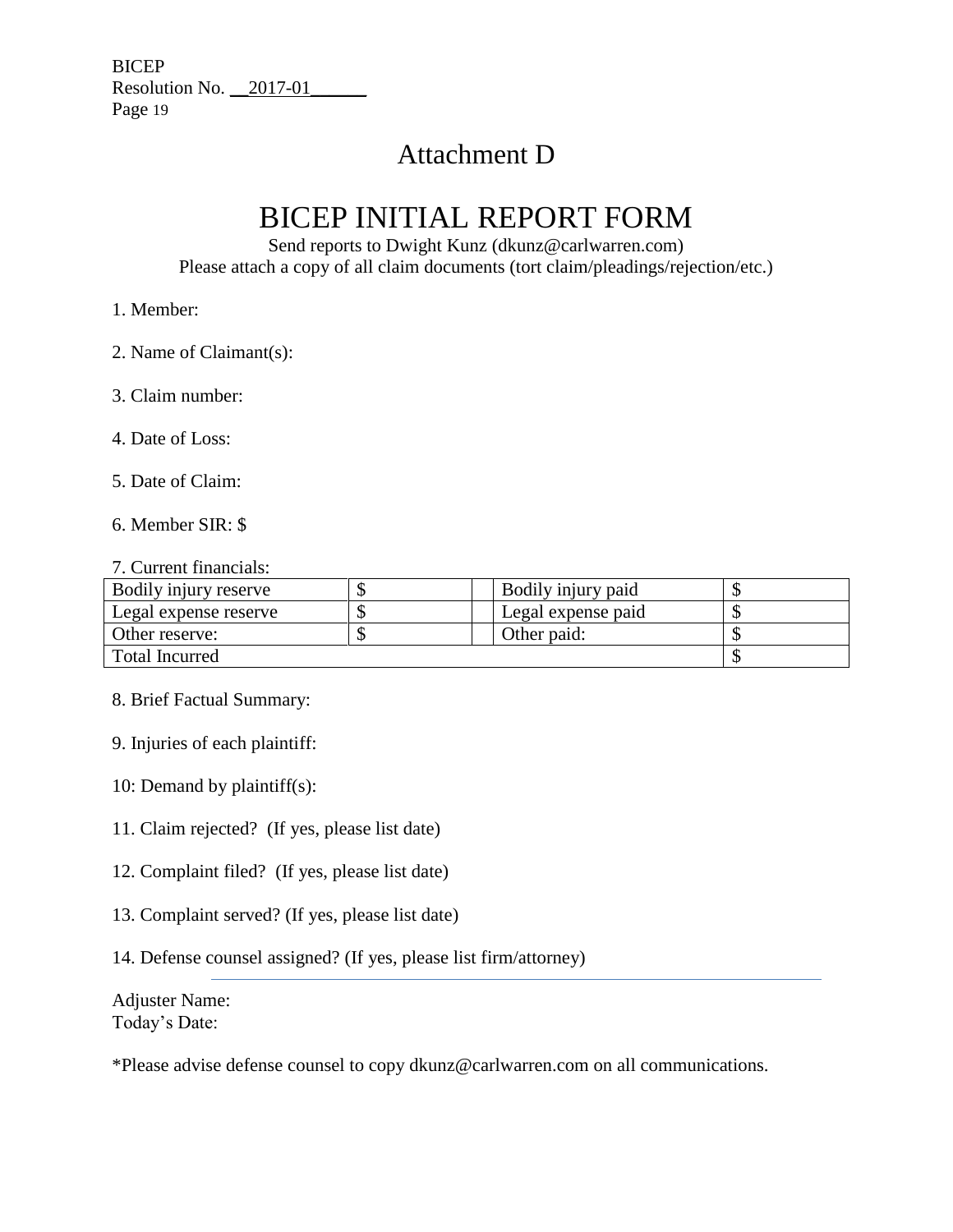# Attachment D

# BICEP INITIAL REPORT FORM

Send reports to Dwight Kunz (dkunz@carlwarren.com)
Please attach a copy of all claim documents (tort claim/pleadings/rejection/etc.)

1. Member:

2. Name of Claimant(s):

3. Claim number:

4. Date of Loss:

5. Date of Claim:

6. Member SIR: $

7. Current financials:

| | | | | |
|---|---|---|---|---|
| Bodily injury reserve | $ | | Bodily injury paid | $ |
| Legal expense reserve | $ | | Legal expense paid | $ |
| Other reserve: | $ | | Other paid: | $ |
| Total Incurred | | | | $ |

8. Brief Factual Summary:

9. Injuries of each plaintiff:

10: Demand by plaintiff(s):

11. Claim rejected? (If yes, please list date)

12. Complaint filed? (If yes, please list date)

13. Complaint served? (If yes, please list date)

14. Defense counsel assigned? (If yes, please list firm/attorney)

---

Adjuster Name:
Today's Date:

*Please advise defense counsel to copy dkunz@carlwarren.com on all communications.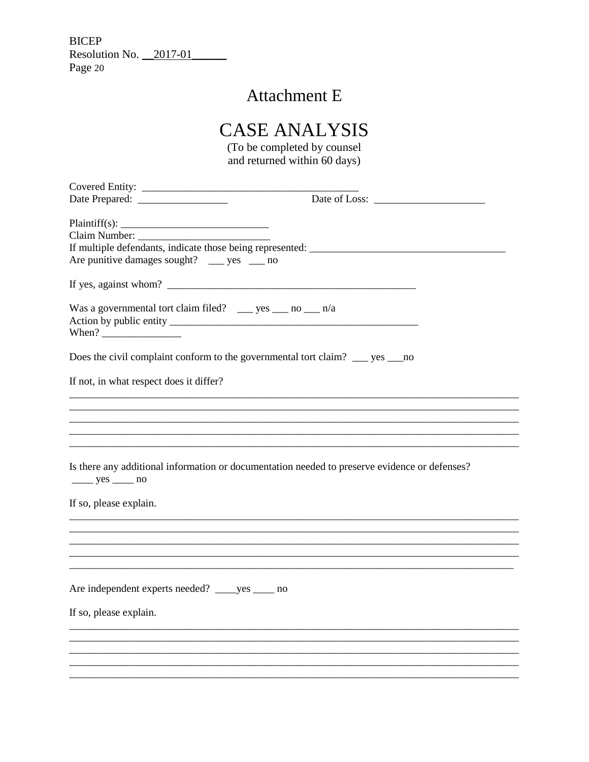# Attachment E

# CASE ANALYSIS

(To be completed by counsel
and returned within 60 days)

Covered Entity: ________________________________________

Date Prepared: _________________ Date of Loss: _____________________

Plaintiff(s): ____________________________

Claim Number: _________________________

If multiple defendants, indicate those being represented: _____________________________________

Are punitive damages sought? ___ yes ___ no

If yes, against whom? ______________________________________________

Was a governmental tort claim filed? ___ yes ___ no ___ n/a

Action by public entity ________________________________________________

When? _______________

Does the civil complaint conform to the governmental tort claim? ___ yes ___no

If not, in what respect does it differ?

_____________________________________________________________________________________

_____________________________________________________________________________________

_____________________________________________________________________________________

_____________________________________________________________________________________

_____________________________________________________________________________________

Is there any additional information or documentation needed to preserve evidence or defenses?
____ yes ____ no

If so, please explain.

_____________________________________________________________________________________

_____________________________________________________________________________________

_____________________________________________________________________________________

_____________________________________________________________________________________

_____________________________________________________________________________________

Are independent experts needed? ____yes ____ no

If so, please explain.

_____________________________________________________________________________________

_____________________________________________________________________________________

_____________________________________________________________________________________

_____________________________________________________________________________________

_____________________________________________________________________________________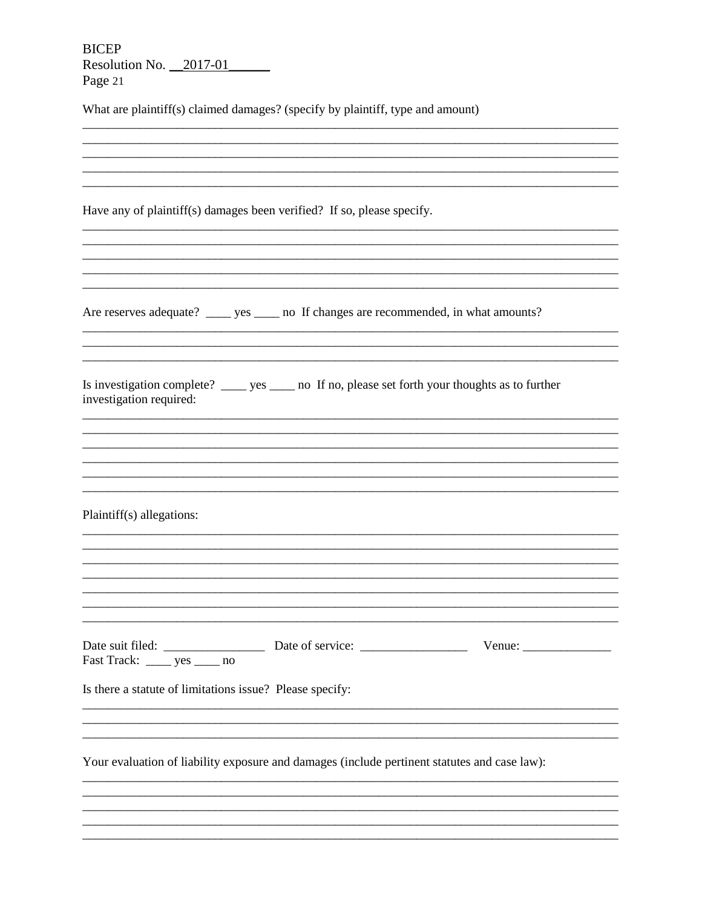BICEP
Resolution No. __2017-01______

What are plaintiff(s) claimed damages? (specify by plaintiff, type and amount)

______________________________________________________________________________
______________________________________________________________________________
______________________________________________________________________________
______________________________________________________________________________
______________________________________________________________________________

Have any of plaintiff(s) damages been verified? If so, please specify.

______________________________________________________________________________
______________________________________________________________________________
______________________________________________________________________________
______________________________________________________________________________
______________________________________________________________________________

Are reserves adequate? ____ yes ____ no If changes are recommended, in what amounts?

______________________________________________________________________________
______________________________________________________________________________
______________________________________________________________________________

Is investigation complete? ____ yes ____ no If no, please set forth your thoughts as to further investigation required:

______________________________________________________________________________
______________________________________________________________________________
______________________________________________________________________________
______________________________________________________________________________
______________________________________________________________________________
______________________________________________________________________________

Plaintiff(s) allegations:

______________________________________________________________________________
______________________________________________________________________________
______________________________________________________________________________
______________________________________________________________________________
______________________________________________________________________________
______________________________________________________________________________
______________________________________________________________________________

Date suit filed: ________________ Date of service: _________________ Venue: ______________
Fast Track: ____ yes ____ no

Is there a statute of limitations issue? Please specify:

______________________________________________________________________________
______________________________________________________________________________
______________________________________________________________________________

Your evaluation of liability exposure and damages (include pertinent statutes and case law):

______________________________________________________________________________
______________________________________________________________________________
______________________________________________________________________________
______________________________________________________________________________
______________________________________________________________________________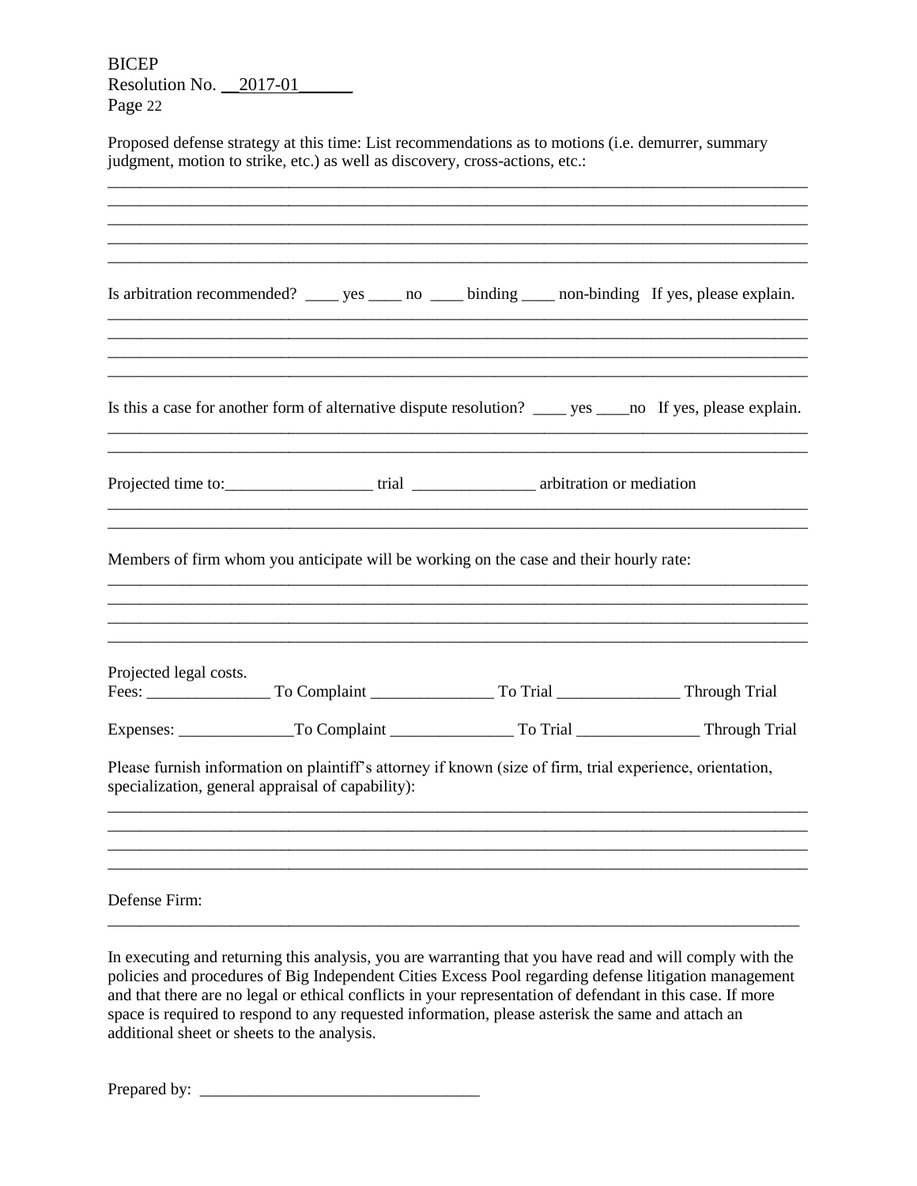Proposed defense strategy at this time: List recommendations as to motions (i.e. demurrer, summary judgment, motion to strike, etc.) as well as discovery, cross-actions, etc.:

\_\_\_\_\_\_\_\_\_\_\_\_\_\_\_\_\_\_\_\_\_\_\_\_\_\_\_\_\_\_\_\_\_\_\_\_\_\_\_\_\_\_\_\_\_\_\_\_\_\_\_\_\_\_\_\_\_\_\_\_\_\_\_\_\_\_\_\_\_\_\_\_\_\_\_\_\_\_\_\_\_\_
\_\_\_\_\_\_\_\_\_\_\_\_\_\_\_\_\_\_\_\_\_\_\_\_\_\_\_\_\_\_\_\_\_\_\_\_\_\_\_\_\_\_\_\_\_\_\_\_\_\_\_\_\_\_\_\_\_\_\_\_\_\_\_\_\_\_\_\_\_\_\_\_\_\_\_\_\_\_\_\_\_\_
\_\_\_\_\_\_\_\_\_\_\_\_\_\_\_\_\_\_\_\_\_\_\_\_\_\_\_\_\_\_\_\_\_\_\_\_\_\_\_\_\_\_\_\_\_\_\_\_\_\_\_\_\_\_\_\_\_\_\_\_\_\_\_\_\_\_\_\_\_\_\_\_\_\_\_\_\_\_\_\_\_\_
\_\_\_\_\_\_\_\_\_\_\_\_\_\_\_\_\_\_\_\_\_\_\_\_\_\_\_\_\_\_\_\_\_\_\_\_\_\_\_\_\_\_\_\_\_\_\_\_\_\_\_\_\_\_\_\_\_\_\_\_\_\_\_\_\_\_\_\_\_\_\_\_\_\_\_\_\_\_\_\_\_\_
\_\_\_\_\_\_\_\_\_\_\_\_\_\_\_\_\_\_\_\_\_\_\_\_\_\_\_\_\_\_\_\_\_\_\_\_\_\_\_\_\_\_\_\_\_\_\_\_\_\_\_\_\_\_\_\_\_\_\_\_\_\_\_\_\_\_\_\_\_\_\_\_\_\_\_\_\_\_\_\_\_\_

Is arbitration recommended? \_\_\_\_ yes \_\_\_\_ no \_\_\_\_ binding \_\_\_\_ non-binding If yes, please explain.

\_\_\_\_\_\_\_\_\_\_\_\_\_\_\_\_\_\_\_\_\_\_\_\_\_\_\_\_\_\_\_\_\_\_\_\_\_\_\_\_\_\_\_\_\_\_\_\_\_\_\_\_\_\_\_\_\_\_\_\_\_\_\_\_\_\_\_\_\_\_\_\_\_\_\_\_\_\_\_\_\_\_
\_\_\_\_\_\_\_\_\_\_\_\_\_\_\_\_\_\_\_\_\_\_\_\_\_\_\_\_\_\_\_\_\_\_\_\_\_\_\_\_\_\_\_\_\_\_\_\_\_\_\_\_\_\_\_\_\_\_\_\_\_\_\_\_\_\_\_\_\_\_\_\_\_\_\_\_\_\_\_\_\_\_
\_\_\_\_\_\_\_\_\_\_\_\_\_\_\_\_\_\_\_\_\_\_\_\_\_\_\_\_\_\_\_\_\_\_\_\_\_\_\_\_\_\_\_\_\_\_\_\_\_\_\_\_\_\_\_\_\_\_\_\_\_\_\_\_\_\_\_\_\_\_\_\_\_\_\_\_\_\_\_\_\_\_
\_\_\_\_\_\_\_\_\_\_\_\_\_\_\_\_\_\_\_\_\_\_\_\_\_\_\_\_\_\_\_\_\_\_\_\_\_\_\_\_\_\_\_\_\_\_\_\_\_\_\_\_\_\_\_\_\_\_\_\_\_\_\_\_\_\_\_\_\_\_\_\_\_\_\_\_\_\_\_\_\_\_

Is this a case for another form of alternative dispute resolution? \_\_\_\_ yes \_\_\_\_no If yes, please explain.

\_\_\_\_\_\_\_\_\_\_\_\_\_\_\_\_\_\_\_\_\_\_\_\_\_\_\_\_\_\_\_\_\_\_\_\_\_\_\_\_\_\_\_\_\_\_\_\_\_\_\_\_\_\_\_\_\_\_\_\_\_\_\_\_\_\_\_\_\_\_\_\_\_\_\_\_\_\_\_\_\_\_
\_\_\_\_\_\_\_\_\_\_\_\_\_\_\_\_\_\_\_\_\_\_\_\_\_\_\_\_\_\_\_\_\_\_\_\_\_\_\_\_\_\_\_\_\_\_\_\_\_\_\_\_\_\_\_\_\_\_\_\_\_\_\_\_\_\_\_\_\_\_\_\_\_\_\_\_\_\_\_\_\_\_

Projected time to:\_\_\_\_\_\_\_\_\_\_\_\_\_\_\_\_\_\_ trial \_\_\_\_\_\_\_\_\_\_\_\_\_\_\_ arbitration or mediation

\_\_\_\_\_\_\_\_\_\_\_\_\_\_\_\_\_\_\_\_\_\_\_\_\_\_\_\_\_\_\_\_\_\_\_\_\_\_\_\_\_\_\_\_\_\_\_\_\_\_\_\_\_\_\_\_\_\_\_\_\_\_\_\_\_\_\_\_\_\_\_\_\_\_\_\_\_\_\_\_\_\_
\_\_\_\_\_\_\_\_\_\_\_\_\_\_\_\_\_\_\_\_\_\_\_\_\_\_\_\_\_\_\_\_\_\_\_\_\_\_\_\_\_\_\_\_\_\_\_\_\_\_\_\_\_\_\_\_\_\_\_\_\_\_\_\_\_\_\_\_\_\_\_\_\_\_\_\_\_\_\_\_\_\_

Members of firm whom you anticipate will be working on the case and their hourly rate:

\_\_\_\_\_\_\_\_\_\_\_\_\_\_\_\_\_\_\_\_\_\_\_\_\_\_\_\_\_\_\_\_\_\_\_\_\_\_\_\_\_\_\_\_\_\_\_\_\_\_\_\_\_\_\_\_\_\_\_\_\_\_\_\_\_\_\_\_\_\_\_\_\_\_\_\_\_\_\_\_\_\_
\_\_\_\_\_\_\_\_\_\_\_\_\_\_\_\_\_\_\_\_\_\_\_\_\_\_\_\_\_\_\_\_\_\_\_\_\_\_\_\_\_\_\_\_\_\_\_\_\_\_\_\_\_\_\_\_\_\_\_\_\_\_\_\_\_\_\_\_\_\_\_\_\_\_\_\_\_\_\_\_\_\_
\_\_\_\_\_\_\_\_\_\_\_\_\_\_\_\_\_\_\_\_\_\_\_\_\_\_\_\_\_\_\_\_\_\_\_\_\_\_\_\_\_\_\_\_\_\_\_\_\_\_\_\_\_\_\_\_\_\_\_\_\_\_\_\_\_\_\_\_\_\_\_\_\_\_\_\_\_\_\_\_\_\_
\_\_\_\_\_\_\_\_\_\_\_\_\_\_\_\_\_\_\_\_\_\_\_\_\_\_\_\_\_\_\_\_\_\_\_\_\_\_\_\_\_\_\_\_\_\_\_\_\_\_\_\_\_\_\_\_\_\_\_\_\_\_\_\_\_\_\_\_\_\_\_\_\_\_\_\_\_\_\_\_\_\_

Projected legal costs.
Fees: \_\_\_\_\_\_\_\_\_\_\_\_\_\_\_ To Complaint \_\_\_\_\_\_\_\_\_\_\_\_\_\_\_ To Trial \_\_\_\_\_\_\_\_\_\_\_\_\_\_\_ Through Trial

Expenses: \_\_\_\_\_\_\_\_\_\_\_\_\_\_To Complaint \_\_\_\_\_\_\_\_\_\_\_\_\_\_\_ To Trial \_\_\_\_\_\_\_\_\_\_\_\_\_\_\_ Through Trial

Please furnish information on plaintiff's attorney if known (size of firm, trial experience, orientation, specialization, general appraisal of capability):

\_\_\_\_\_\_\_\_\_\_\_\_\_\_\_\_\_\_\_\_\_\_\_\_\_\_\_\_\_\_\_\_\_\_\_\_\_\_\_\_\_\_\_\_\_\_\_\_\_\_\_\_\_\_\_\_\_\_\_\_\_\_\_\_\_\_\_\_\_\_\_\_\_\_\_\_\_\_\_\_\_\_
\_\_\_\_\_\_\_\_\_\_\_\_\_\_\_\_\_\_\_\_\_\_\_\_\_\_\_\_\_\_\_\_\_\_\_\_\_\_\_\_\_\_\_\_\_\_\_\_\_\_\_\_\_\_\_\_\_\_\_\_\_\_\_\_\_\_\_\_\_\_\_\_\_\_\_\_\_\_\_\_\_\_
\_\_\_\_\_\_\_\_\_\_\_\_\_\_\_\_\_\_\_\_\_\_\_\_\_\_\_\_\_\_\_\_\_\_\_\_\_\_\_\_\_\_\_\_\_\_\_\_\_\_\_\_\_\_\_\_\_\_\_\_\_\_\_\_\_\_\_\_\_\_\_\_\_\_\_\_\_\_\_\_\_\_
\_\_\_\_\_\_\_\_\_\_\_\_\_\_\_\_\_\_\_\_\_\_\_\_\_\_\_\_\_\_\_\_\_\_\_\_\_\_\_\_\_\_\_\_\_\_\_\_\_\_\_\_\_\_\_\_\_\_\_\_\_\_\_\_\_\_\_\_\_\_\_\_\_\_\_\_\_\_\_\_\_\_

Defense Firm:

\_\_\_\_\_\_\_\_\_\_\_\_\_\_\_\_\_\_\_\_\_\_\_\_\_\_\_\_\_\_\_\_\_\_\_\_\_\_\_\_\_\_\_\_\_\_\_\_\_\_\_\_\_\_\_\_\_\_\_\_\_\_\_\_\_\_\_\_\_\_\_\_\_\_\_\_\_\_\_\_\_\_

In executing and returning this analysis, you are warranting that you have read and will comply with the policies and procedures of Big Independent Cities Excess Pool regarding defense litigation management and that there are no legal or ethical conflicts in your representation of defendant in this case. If more space is required to respond to any requested information, please asterisk the same and attach an additional sheet or sheets to the analysis.

Prepared by: \_\_\_\_\_\_\_\_\_\_\_\_\_\_\_\_\_\_\_\_\_\_\_\_\_\_\_\_\_\_\_\_\_\_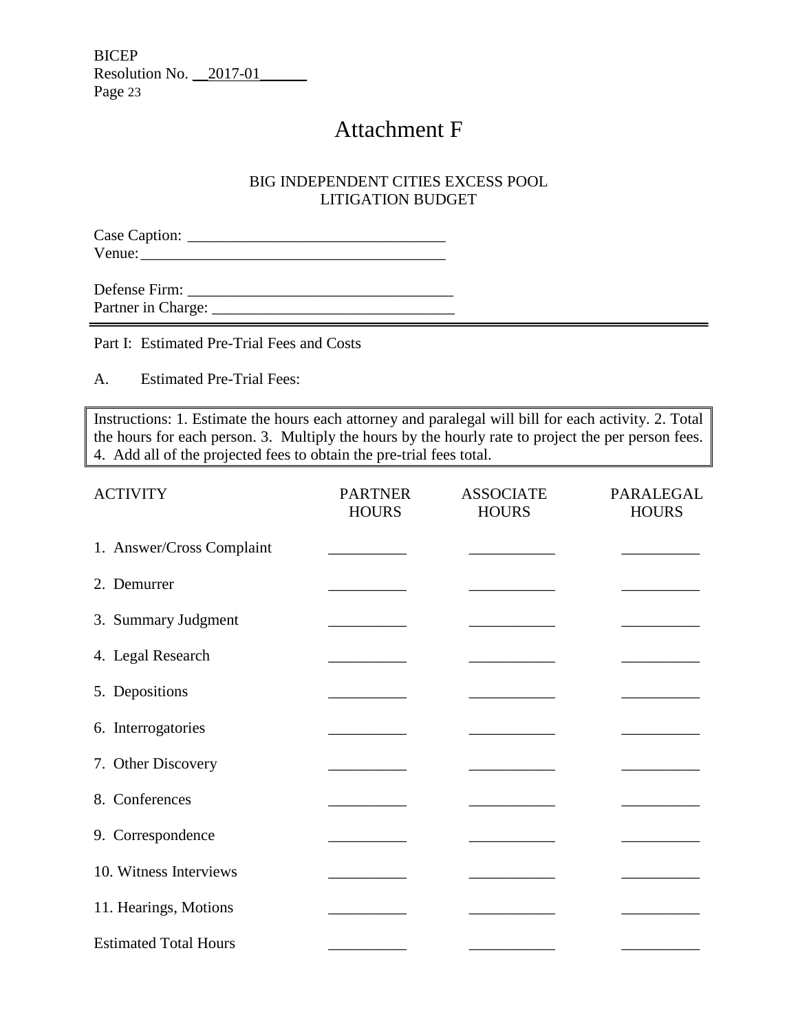# Attachment F

BIG INDEPENDENT CITIES EXCESS POOL
LITIGATION BUDGET

Case Caption: ________________________________
Venue: ______________________________________

Defense Firm: ________________________________
Partner in Charge: ____________________________

Part I: Estimated Pre-Trial Fees and Costs

A. Estimated Pre-Trial Fees:

> Instructions: 1. Estimate the hours each attorney and paralegal will bill for each activity. 2. Total the hours for each person. 3. Multiply the hours by the hourly rate to project the per person fees. 4. Add all of the projected fees to obtain the pre-trial fees total.

| ACTIVITY | PARTNER HOURS | ASSOCIATE HOURS | PARALEGAL HOURS |
|---|---|---|---|
| 1. Answer/Cross Complaint | __________ | ___________ | __________ |
| 2. Demurrer | __________ | ___________ | __________ |
| 3. Summary Judgment | __________ | ___________ | __________ |
| 4. Legal Research | __________ | ___________ | __________ |
| 5. Depositions | __________ | ___________ | __________ |
| 6. Interrogatories | __________ | ___________ | __________ |
| 7. Other Discovery | __________ | ___________ | __________ |
| 8. Conferences | __________ | ___________ | __________ |
| 9. Correspondence | __________ | ___________ | __________ |
| 10. Witness Interviews | __________ | ___________ | __________ |
| 11. Hearings, Motions | __________ | ___________ | __________ |
| Estimated Total Hours | __________ | ___________ | __________ |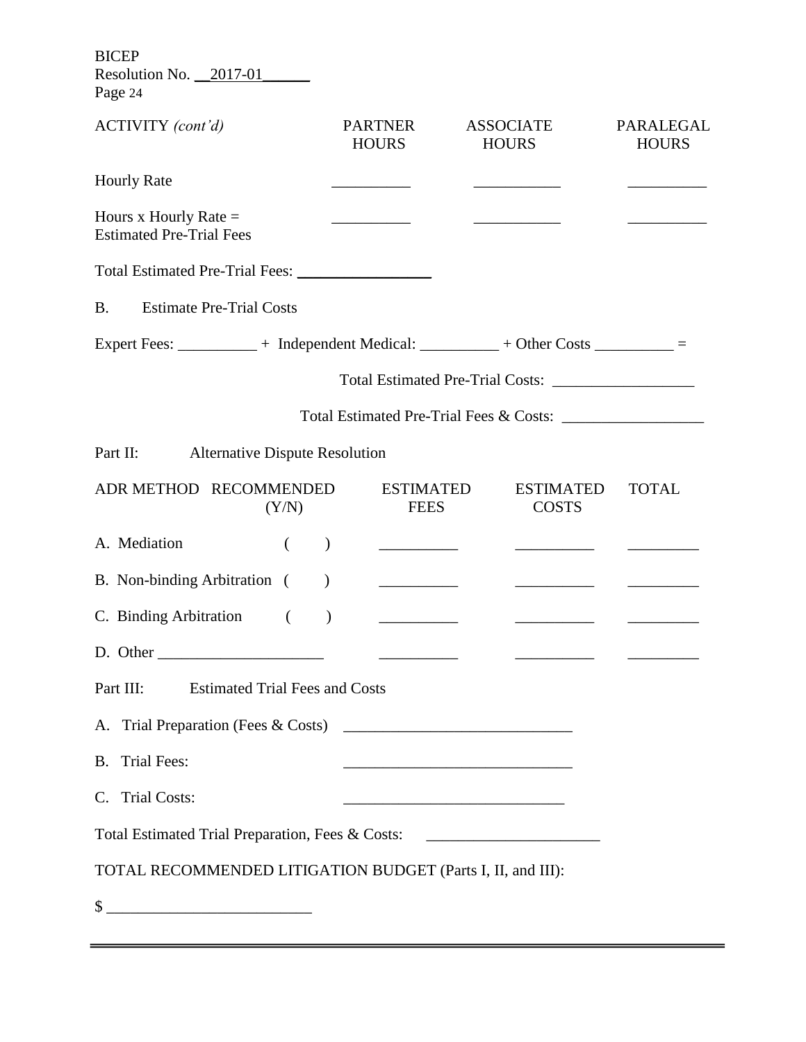| ACTIVITY *(cont'd)* | PARTNER HOURS | ASSOCIATE HOURS | PARALEGAL HOURS |
|---|---|---|---|
| Hourly Rate | __________ | ___________ | __________ |
| Hours x Hourly Rate = Estimated Pre-Trial Fees | __________ | ___________ | __________ |

Total Estimated Pre-Trial Fees: _________________

B. Estimate Pre-Trial Costs

Expert Fees: __________ + Independent Medical: __________ + Other Costs __________ =

Total Estimated Pre-Trial Costs: __________________

Total Estimated Pre-Trial Fees & Costs: __________________

Part II: Alternative Dispute Resolution

| ADR METHOD | RECOMMENDED (Y/N) | ESTIMATED FEES | ESTIMATED COSTS | TOTAL |
|---|---|---|---|---|
| A. Mediation | ( ) | __________ | __________ | _________ |
| B. Non-binding Arbitration | ( ) | __________ | __________ | _________ |
| C. Binding Arbitration | ( ) | __________ | __________ | _________ |
| D. Other _____________________ | | __________ | __________ | _________ |

Part III: Estimated Trial Fees and Costs

A. Trial Preparation (Fees & Costs) _____________________________

B. Trial Fees: _____________________________

C. Trial Costs: ____________________________

Total Estimated Trial Preparation, Fees & Costs: ______________________

TOTAL RECOMMENDED LITIGATION BUDGET (Parts I, II, and III):

$ _________________________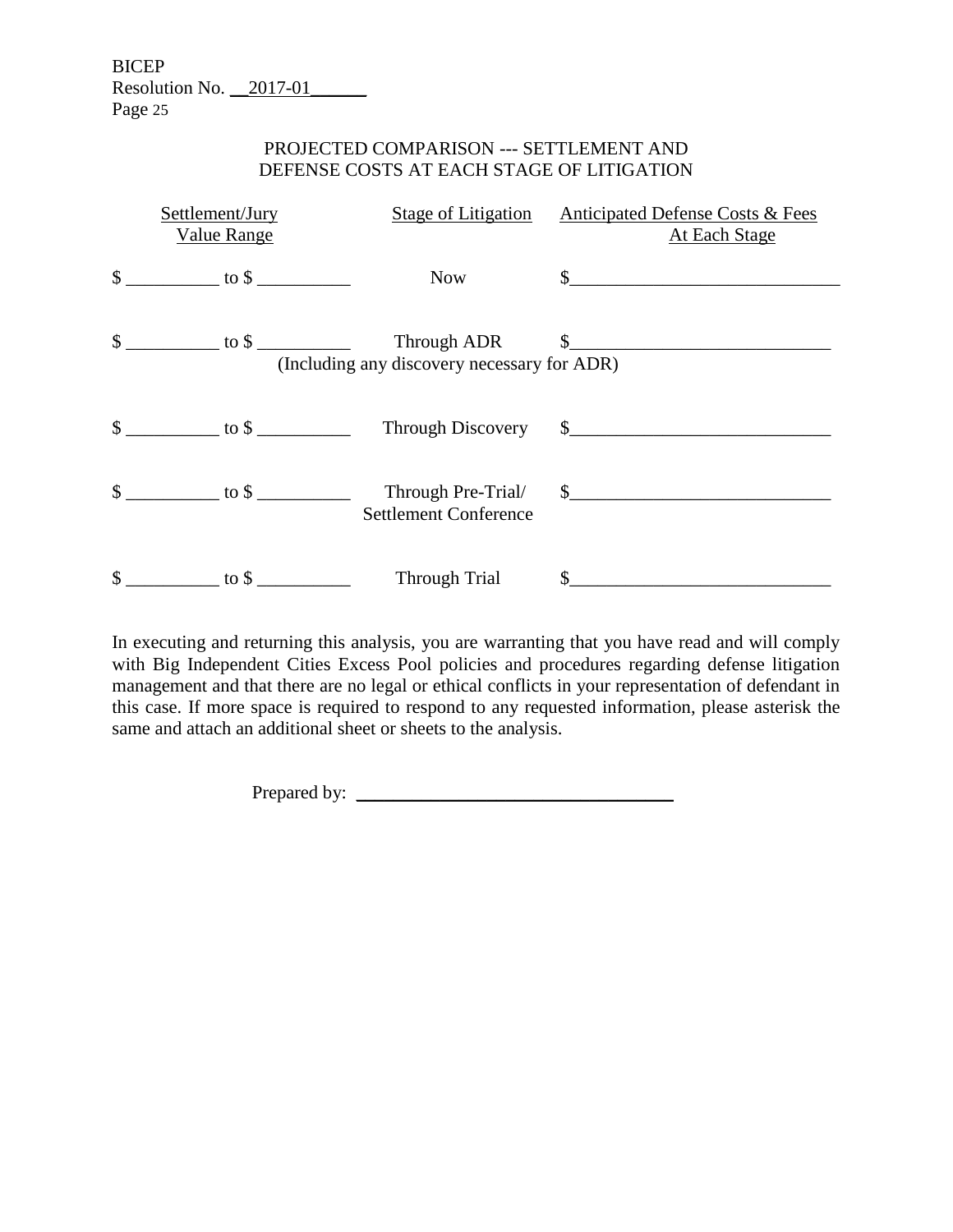BICEP
Resolution No. __2017-01______

## PROJECTED COMPARISON --- SETTLEMENT AND DEFENSE COSTS AT EACH STAGE OF LITIGATION

| Settlement/Jury Value Range | Stage of Litigation | Anticipated Defense Costs & Fees At Each Stage |
|---|---|---|
| $ __________ to $ __________ | Now | $____________________________ |
| $ __________ to $ __________ | Through ADR (Including any discovery necessary for ADR) | $____________________________ |
| $ __________ to $ __________ | Through Discovery | $____________________________ |
| $ __________ to $ __________ | Through Pre-Trial/ Settlement Conference | $____________________________ |
| $ __________ to $ __________ | Through Trial | $____________________________ |

In executing and returning this analysis, you are warranting that you have read and will comply with Big Independent Cities Excess Pool policies and procedures regarding defense litigation management and that there are no legal or ethical conflicts in your representation of defendant in this case. If more space is required to respond to any requested information, please asterisk the same and attach an additional sheet or sheets to the analysis.

Prepared by: ________________________________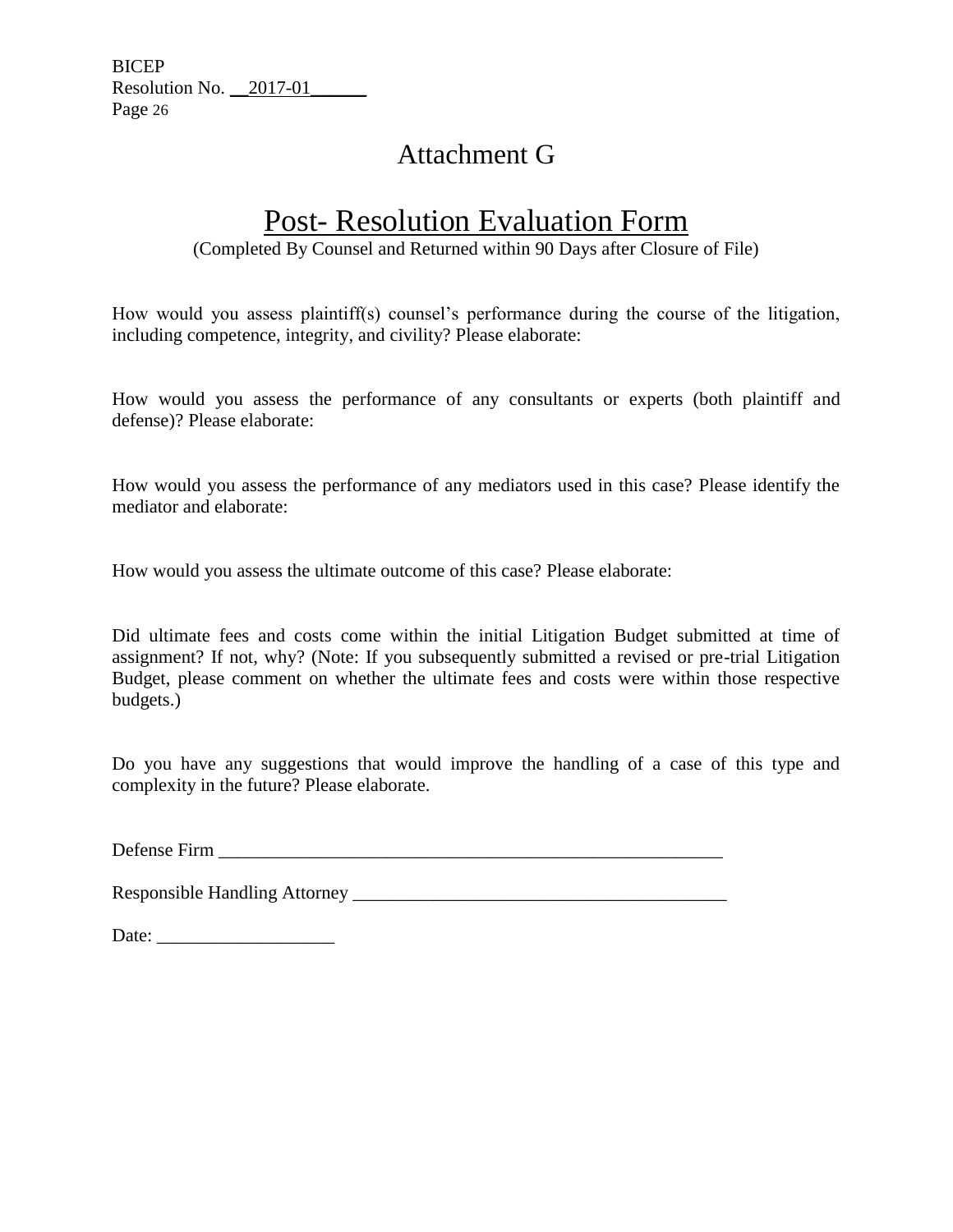# Attachment G

## Post- Resolution Evaluation Form

(Completed By Counsel and Returned within 90 Days after Closure of File)

How would you assess plaintiff(s) counsel's performance during the course of the litigation, including competence, integrity, and civility? Please elaborate:

How would you assess the performance of any consultants or experts (both plaintiff and defense)? Please elaborate:

How would you assess the performance of any mediators used in this case? Please identify the mediator and elaborate:

How would you assess the ultimate outcome of this case? Please elaborate:

Did ultimate fees and costs come within the initial Litigation Budget submitted at time of assignment? If not, why? (Note: If you subsequently submitted a revised or pre-trial Litigation Budget, please comment on whether the ultimate fees and costs were within those respective budgets.)

Do you have any suggestions that would improve the handling of a case of this type and complexity in the future? Please elaborate.

Defense Firm ________________________________________________________

Responsible Handling Attorney ________________________________________

Date: ___________________